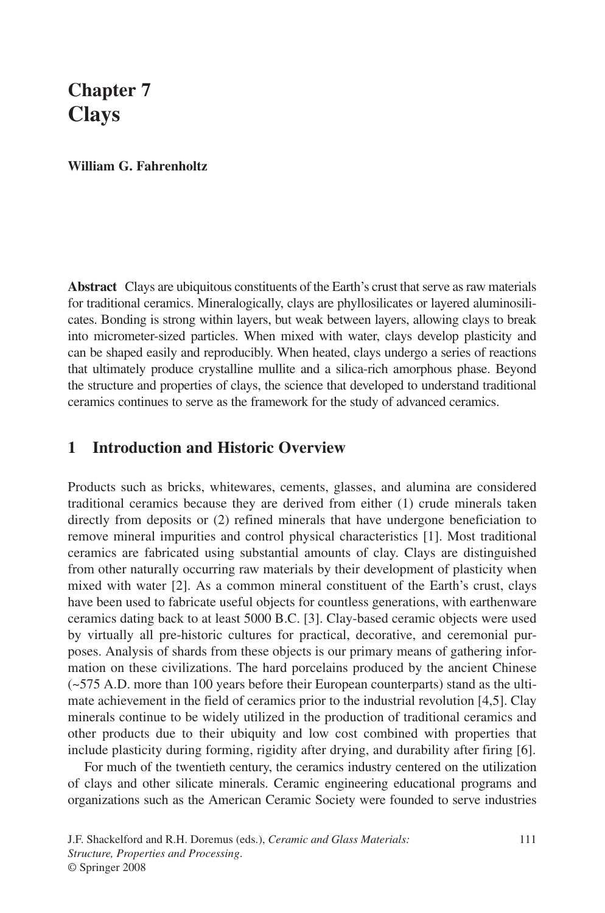# Chapter 7
# Clays

**William G. Fahrenholtz**

**Abstract** Clays are ubiquitous constituents of the Earth's crust that serve as raw materials for traditional ceramics. Mineralogically, clays are phyllosilicates or layered aluminosilicates. Bonding is strong within layers, but weak between layers, allowing clays to break into micrometer-sized particles. When mixed with water, clays develop plasticity and can be shaped easily and reproducibly. When heated, clays undergo a series of reactions that ultimately produce crystalline mullite and a silica-rich amorphous phase. Beyond the structure and properties of clays, the science that developed to understand traditional ceramics continues to serve as the framework for the study of advanced ceramics.

## 1 Introduction and Historic Overview

Products such as bricks, whitewares, cements, glasses, and alumina are considered traditional ceramics because they are derived from either (1) crude minerals taken directly from deposits or (2) refined minerals that have undergone beneficiation to remove mineral impurities and control physical characteristics [1]. Most traditional ceramics are fabricated using substantial amounts of clay. Clays are distinguished from other naturally occurring raw materials by their development of plasticity when mixed with water [2]. As a common mineral constituent of the Earth's crust, clays have been used to fabricate useful objects for countless generations, with earthenware ceramics dating back to at least 5000 B.C. [3]. Clay-based ceramic objects were used by virtually all pre-historic cultures for practical, decorative, and ceremonial purposes. Analysis of shards from these objects is our primary means of gathering information on these civilizations. The hard porcelains produced by the ancient Chinese (~575 A.D. more than 100 years before their European counterparts) stand as the ultimate achievement in the field of ceramics prior to the industrial revolution [4,5]. Clay minerals continue to be widely utilized in the production of traditional ceramics and other products due to their ubiquity and low cost combined with properties that include plasticity during forming, rigidity after drying, and durability after firing [6].

For much of the twentieth century, the ceramics industry centered on the utilization of clays and other silicate minerals. Ceramic engineering educational programs and organizations such as the American Ceramic Society were founded to serve industries

J.F. Shackelford and R.H. Doremus (eds.), *Ceramic and Glass Materials: Structure, Properties and Processing*.
© Springer 2008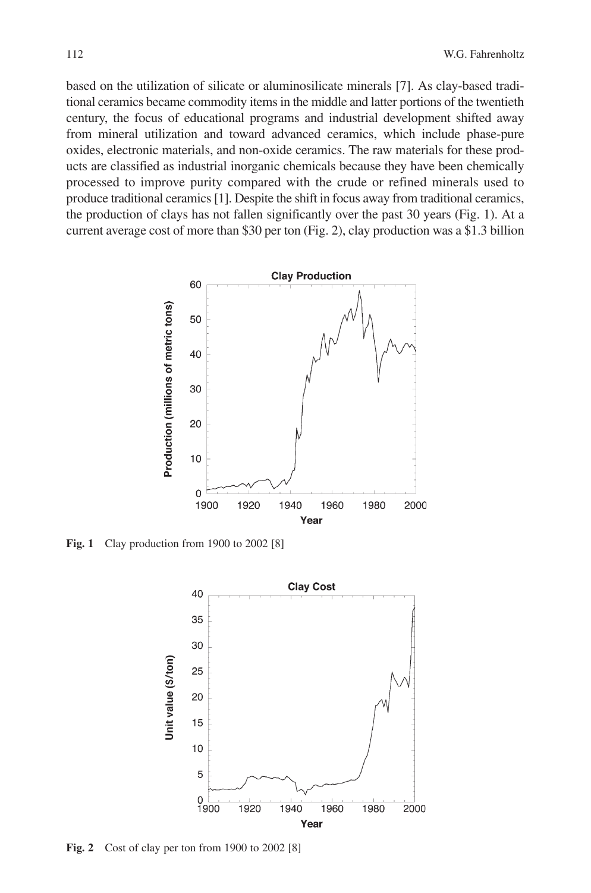based on the utilization of silicate or aluminosilicate minerals [7]. As clay-based traditional ceramics became commodity items in the middle and latter portions of the twentieth century, the focus of educational programs and industrial development shifted away from mineral utilization and toward advanced ceramics, which include phase-pure oxides, electronic materials, and non-oxide ceramics. The raw materials for these products are classified as industrial inorganic chemicals because they have been chemically processed to improve purity compared with the crude or refined minerals used to produce traditional ceramics [1]. Despite the shift in focus away from traditional ceramics, the production of clays has not fallen significantly over the past 30 years (Fig. 1). At a current average cost of more than \$30 per ton (Fig. 2), clay production was a \$1.3 billion

**Fig. 1** Clay production from 1900 to 2002 [8]

**Fig. 2** Cost of clay per ton from 1900 to 2002 [8]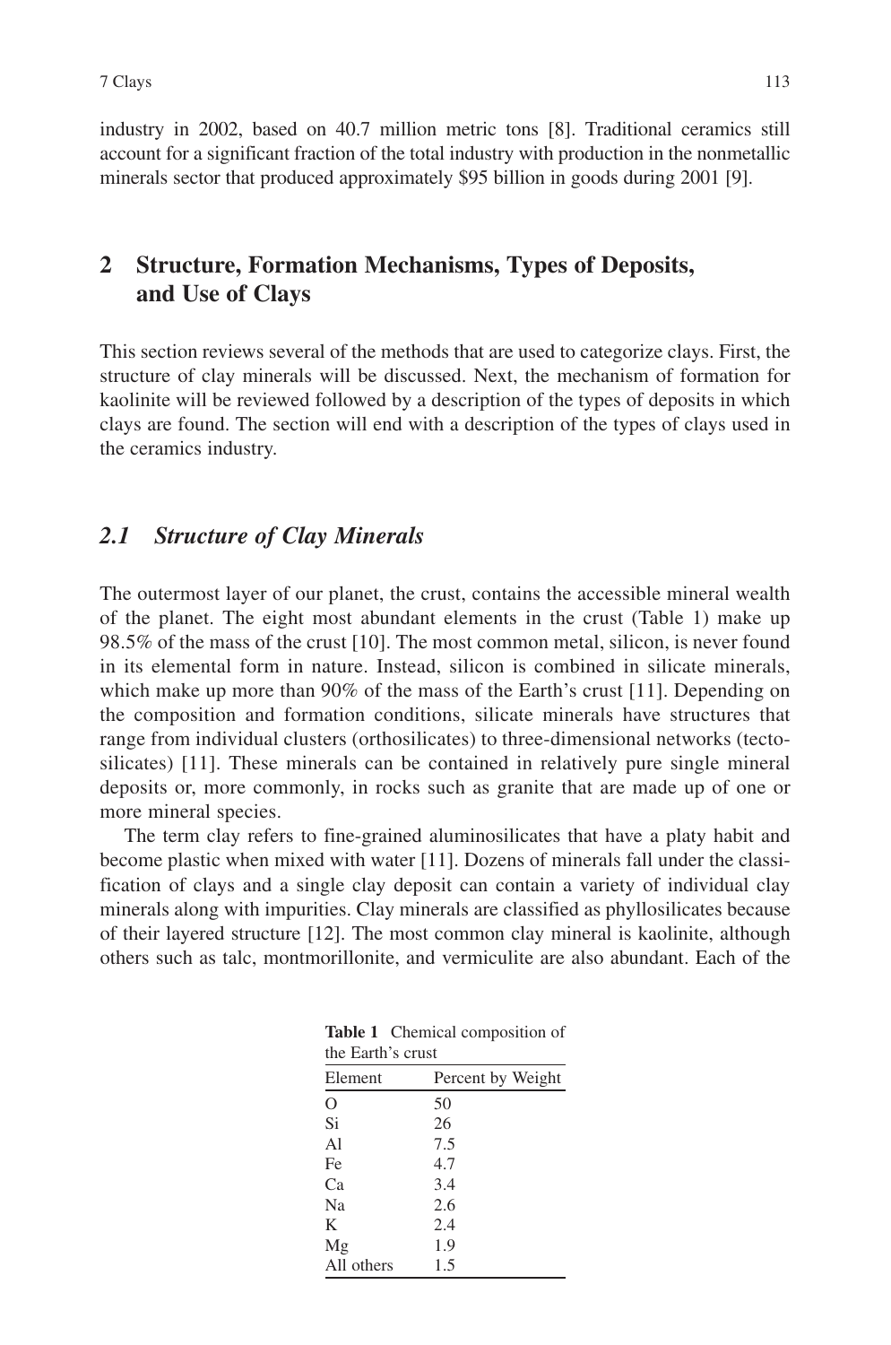industry in 2002, based on 40.7 million metric tons [8]. Traditional ceramics still account for a significant fraction of the total industry with production in the nonmetallic minerals sector that produced approximately \$95 billion in goods during 2001 [9].

## 2 Structure, Formation Mechanisms, Types of Deposits, and Use of Clays

This section reviews several of the methods that are used to categorize clays. First, the structure of clay minerals will be discussed. Next, the mechanism of formation for kaolinite will be reviewed followed by a description of the types of deposits in which clays are found. The section will end with a description of the types of clays used in the ceramics industry.

### *2.1 Structure of Clay Minerals*

The outermost layer of our planet, the crust, contains the accessible mineral wealth of the planet. The eight most abundant elements in the crust (Table 1) make up 98.5% of the mass of the crust [10]. The most common metal, silicon, is never found in its elemental form in nature. Instead, silicon is combined in silicate minerals, which make up more than 90% of the mass of the Earth's crust [11]. Depending on the composition and formation conditions, silicate minerals have structures that range from individual clusters (orthosilicates) to three-dimensional networks (tectosilicates) [11]. These minerals can be contained in relatively pure single mineral deposits or, more commonly, in rocks such as granite that are made up of one or more mineral species.

The term clay refers to fine-grained aluminosilicates that have a platy habit and become plastic when mixed with water [11]. Dozens of minerals fall under the classification of clays and a single clay deposit can contain a variety of individual clay minerals along with impurities. Clay minerals are classified as phyllosilicates because of their layered structure [12]. The most common clay mineral is kaolinite, although others such as talc, montmorillonite, and vermiculite are also abundant. Each of the

**Table 1** Chemical composition of the Earth's crust

| Element | Percent by Weight |
|---|---|
| O | 50 |
| Si | 26 |
| Al | 7.5 |
| Fe | 4.7 |
| Ca | 3.4 |
| Na | 2.6 |
| K | 2.4 |
| Mg | 1.9 |
| All others | 1.5 |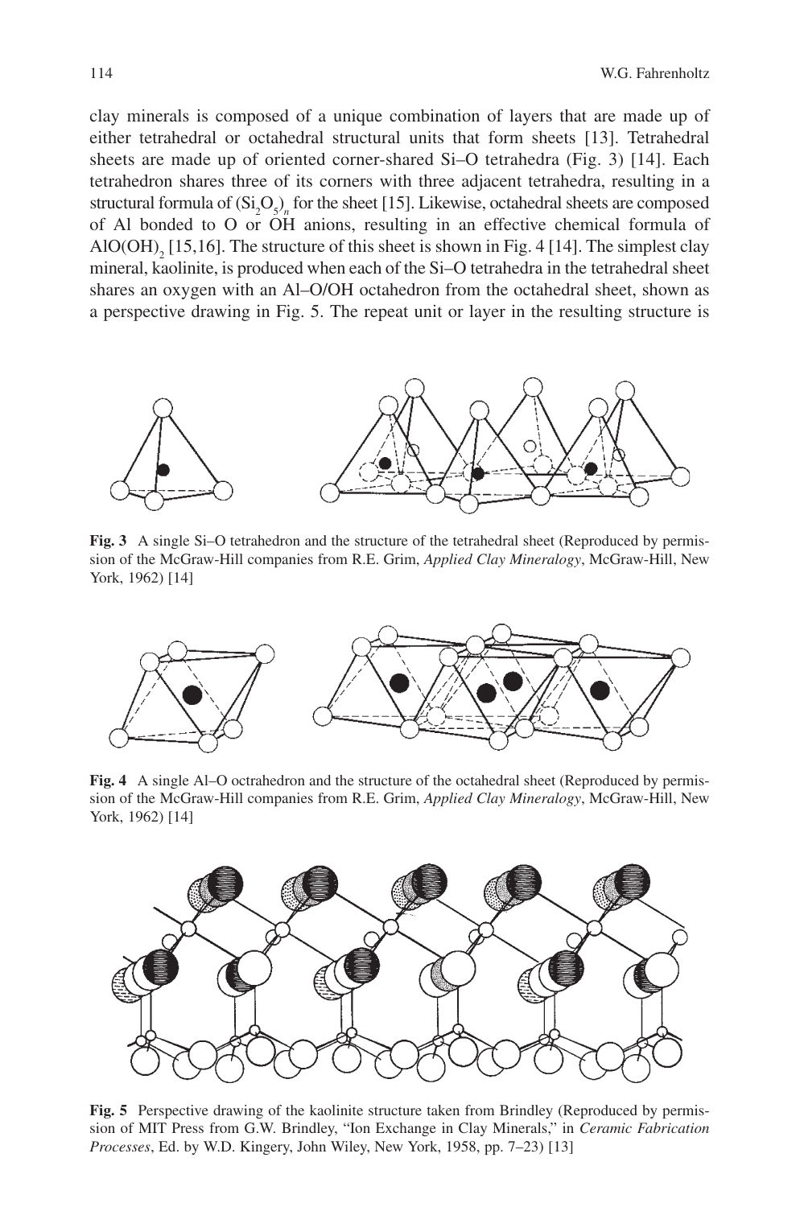clay minerals is composed of a unique combination of layers that are made up of either tetrahedral or octahedral structural units that form sheets [13]. Tetrahedral sheets are made up of oriented corner-shared Si–O tetrahedra (Fig. 3) [14]. Each tetrahedron shares three of its corners with three adjacent tetrahedra, resulting in a structural formula of $(Si_2O_5)_n$ for the sheet [15]. Likewise, octahedral sheets are composed of Al bonded to O or OH anions, resulting in an effective chemical formula of $AlO(OH)_2$ [15,16]. The structure of this sheet is shown in Fig. 4 [14]. The simplest clay mineral, kaolinite, is produced when each of the Si–O tetrahedra in the tetrahedral sheet shares an oxygen with an Al–O/OH octahedron from the octahedral sheet, shown as a perspective drawing in Fig. 5. The repeat unit or layer in the resulting structure is

**Fig. 3** A single Si–O tetrahedron and the structure of the tetrahedral sheet (Reproduced by permission of the McGraw-Hill companies from R.E. Grim, *Applied Clay Mineralogy*, McGraw-Hill, New York, 1962) [14]

**Fig. 4** A single Al–O octrahedron and the structure of the octahedral sheet (Reproduced by permission of the McGraw-Hill companies from R.E. Grim, *Applied Clay Mineralogy*, McGraw-Hill, New York, 1962) [14]

**Fig. 5** Perspective drawing of the kaolinite structure taken from Brindley (Reproduced by permission of MIT Press from G.W. Brindley, "Ion Exchange in Clay Minerals," in *Ceramic Fabrication Processes*, Ed. by W.D. Kingery, John Wiley, New York, 1958, pp. 7–23) [13]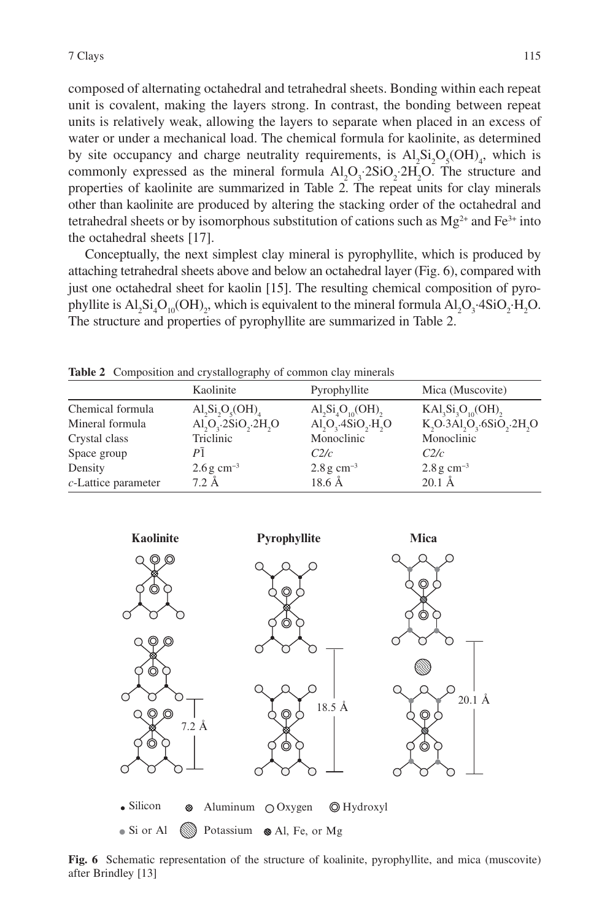composed of alternating octahedral and tetrahedral sheets. Bonding within each repeat unit is covalent, making the layers strong. In contrast, the bonding between repeat units is relatively weak, allowing the layers to separate when placed in an excess of water or under a mechanical load. The chemical formula for kaolinite, as determined by site occupancy and charge neutrality requirements, is $Al_2Si_2O_5(OH)_4$, which is commonly expressed as the mineral formula $Al_2O_3{\cdot}2SiO_2{\cdot}2H_2O$. The structure and properties of kaolinite are summarized in Table 2. The repeat units for clay minerals other than kaolinite are produced by altering the stacking order of the octahedral and tetrahedral sheets or by isomorphous substitution of cations such as $Mg^{2+}$ and $Fe^{3+}$ into the octahedral sheets [17].

Conceptually, the next simplest clay mineral is pyrophyllite, which is produced by attaching tetrahedral sheets above and below an octahedral layer (Fig. 6), compared with just one octahedral sheet for kaolin [15]. The resulting chemical composition of pyrophyllite is $Al_2Si_4O_{10}(OH)_2$, which is equivalent to the mineral formula $Al_2O_3{\cdot}4SiO_2{\cdot}H_2O$. The structure and properties of pyrophyllite are summarized in Table 2.

**Table 2** Composition and crystallography of common clay minerals

| | Kaolinite | Pyrophyllite | Mica (Muscovite) |
|---|---|---|---|
| Chemical formula | $Al_2Si_2O_5(OH)_4$ | $Al_2Si_4O_{10}(OH)_2$ | $KAl_3Si_3O_{10}(OH)_2$ |
| Mineral formula | $Al_2O_3{\cdot}2SiO_2{\cdot}2H_2O$ | $Al_2O_3{\cdot}4SiO_2{\cdot}H_2O$ | $K_2O{\cdot}3Al_2O_3{\cdot}6SiO_2{\cdot}2H_2O$ |
| Crystal class | Triclinic | Monoclinic | Monoclinic |
| Space group | $P\bar{1}$ | $C2/c$ | $C2/c$ |
| Density | 2.6 g cm$^{-3}$ | 2.8 g cm$^{-3}$ | 2.8 g cm$^{-3}$ |
| *c*-Lattice parameter | 7.2 Å | 18.6 Å | 20.1 Å |

**Fig. 6** Schematic representation of the structure of koalinite, pyrophyllite, and mica (muscovite) after Brindley [13]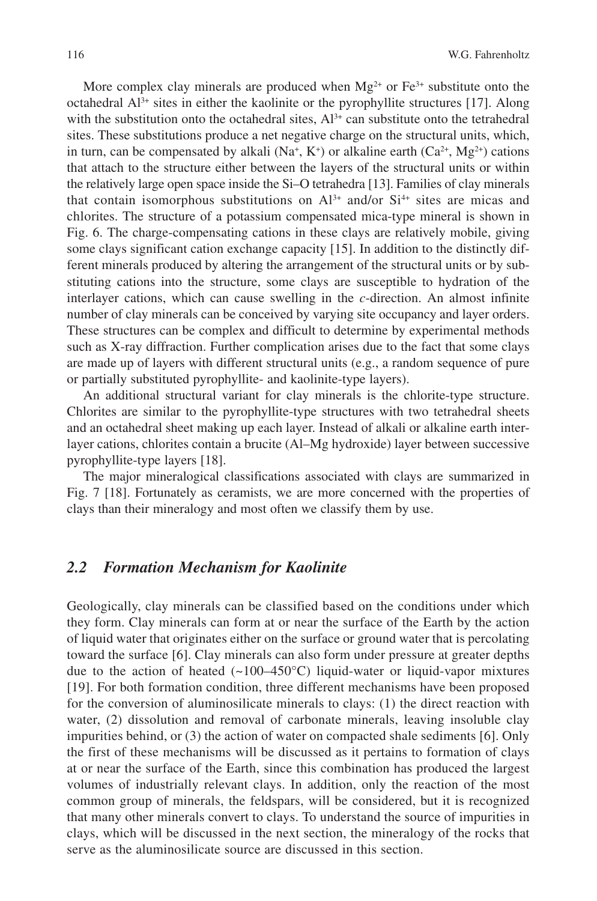More complex clay minerals are produced when $Mg^{2+}$ or $Fe^{3+}$ substitute onto the octahedral $Al^{3+}$ sites in either the kaolinite or the pyrophyllite structures [17]. Along with the substitution onto the octahedral sites, $Al^{3+}$ can substitute onto the tetrahedral sites. These substitutions produce a net negative charge on the structural units, which, in turn, can be compensated by alkali ($Na^{+}$, $K^{+}$) or alkaline earth ($Ca^{2+}$, $Mg^{2+}$) cations that attach to the structure either between the layers of the structural units or within the relatively large open space inside the Si–O tetrahedra [13]. Families of clay minerals that contain isomorphous substitutions on $Al^{3+}$ and/or $Si^{4+}$ sites are micas and chlorites. The structure of a potassium compensated mica-type mineral is shown in Fig. 6. The charge-compensating cations in these clays are relatively mobile, giving some clays significant cation exchange capacity [15]. In addition to the distinctly different minerals produced by altering the arrangement of the structural units or by substituting cations into the structure, some clays are susceptible to hydration of the interlayer cations, which can cause swelling in the *c*-direction. An almost infinite number of clay minerals can be conceived by varying site occupancy and layer orders. These structures can be complex and difficult to determine by experimental methods such as X-ray diffraction. Further complication arises due to the fact that some clays are made up of layers with different structural units (e.g., a random sequence of pure or partially substituted pyrophyllite- and kaolinite-type layers).

An additional structural variant for clay minerals is the chlorite-type structure. Chlorites are similar to the pyrophyllite-type structures with two tetrahedral sheets and an octahedral sheet making up each layer. Instead of alkali or alkaline earth interlayer cations, chlorites contain a brucite (Al–Mg hydroxide) layer between successive pyrophyllite-type layers [18].

The major mineralogical classifications associated with clays are summarized in Fig. 7 [18]. Fortunately as ceramists, we are more concerned with the properties of clays than their mineralogy and most often we classify them by use.

## *2.2 Formation Mechanism for Kaolinite*

Geologically, clay minerals can be classified based on the conditions under which they form. Clay minerals can form at or near the surface of the Earth by the action of liquid water that originates either on the surface or ground water that is percolating toward the surface [6]. Clay minerals can also form under pressure at greater depths due to the action of heated (~100–450°C) liquid-water or liquid-vapor mixtures [19]. For both formation condition, three different mechanisms have been proposed for the conversion of aluminosilicate minerals to clays: (1) the direct reaction with water, (2) dissolution and removal of carbonate minerals, leaving insoluble clay impurities behind, or (3) the action of water on compacted shale sediments [6]. Only the first of these mechanisms will be discussed as it pertains to formation of clays at or near the surface of the Earth, since this combination has produced the largest volumes of industrially relevant clays. In addition, only the reaction of the most common group of minerals, the feldspars, will be considered, but it is recognized that many other minerals convert to clays. To understand the source of impurities in clays, which will be discussed in the next section, the mineralogy of the rocks that serve as the aluminosilicate source are discussed in this section.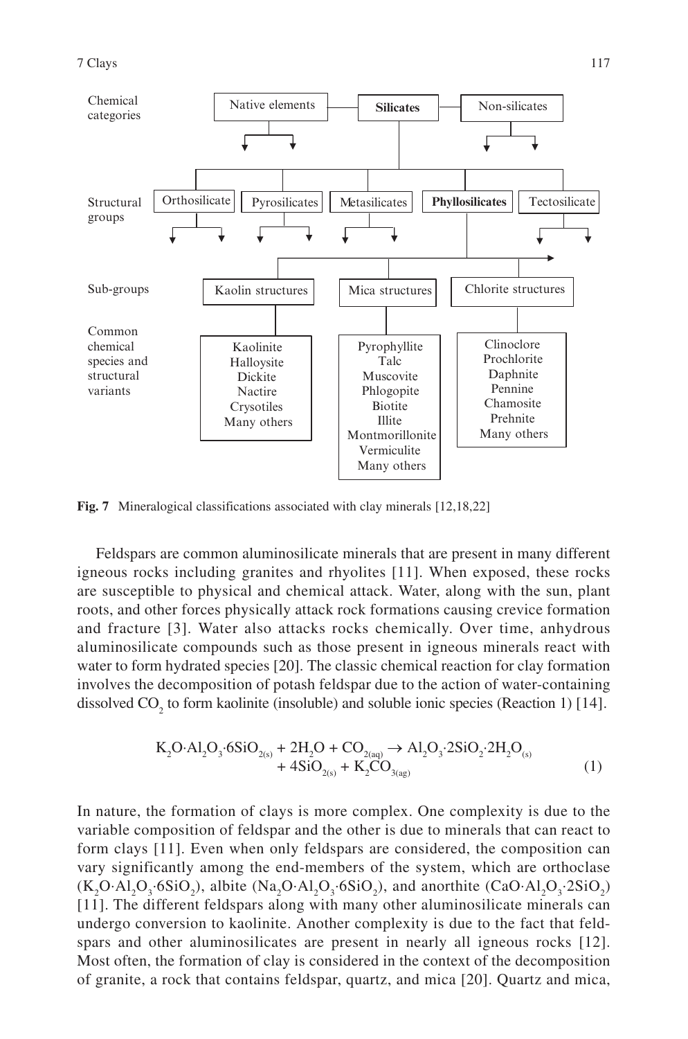Chemical categories: Native elements — **Silicates** — Non-silicates

Structural groups: Orthosilicate | Pyrosilicates | Metasilicates | **Phyllosilicates** | Tectosilicate

Sub-groups: Kaolin structures | Mica structures | Chlorite structures

Common chemical species and structural variants:

| Kaolin structures | Mica structures | Chlorite structures |
|---|---|---|
| Kaolinite | Pyrophyllite | Clinoclore |
| Halloysite | Talc | Prochlorite |
| Dickite | Muscovite | Daphnite |
| Nactire | Phlogopite | Pennine |
| Crysotiles | Biotite | Chamosite |
| Many others | Illite | Prehnite |
| | Montmorillonite | Many others |
| | Vermiculite | |
| | Many others | |

**Fig. 7** Mineralogical classifications associated with clay minerals [12,18,22]

Feldspars are common aluminosilicate minerals that are present in many different igneous rocks including granites and rhyolites [11]. When exposed, these rocks are susceptible to physical and chemical attack. Water, along with the sun, plant roots, and other forces physically attack rock formations causing crevice formation and fracture [3]. Water also attacks rocks chemically. Over time, anhydrous aluminosilicate compounds such as those present in igneous minerals react with water to form hydrated species [20]. The classic chemical reaction for clay formation involves the decomposition of potash feldspar due to the action of water-containing dissolved $CO_2$ to form kaolinite (insoluble) and soluble ionic species (Reaction 1) [14].

$$K_2O{\cdot}Al_2O_3{\cdot}6SiO_{2(s)} + 2H_2O + CO_{2(aq)} \rightarrow Al_2O_3{\cdot}2SiO_2{\cdot}2H_2O_{(s)} + 4SiO_{2(s)} + K_2CO_{3(ag)} \quad (1)$$

In nature, the formation of clays is more complex. One complexity is due to the variable composition of feldspar and the other is due to minerals that can react to form clays [11]. Even when only feldspars are considered, the composition can vary significantly among the end-members of the system, which are orthoclase ($K_2O{\cdot}Al_2O_3{\cdot}6SiO_2$), albite ($Na_2O{\cdot}Al_2O_3{\cdot}6SiO_2$), and anorthite ($CaO{\cdot}Al_2O_3{\cdot}2SiO_2$) [11]. The different feldspars along with many other aluminosilicate minerals can undergo conversion to kaolinite. Another complexity is due to the fact that feldspars and other aluminosilicates are present in nearly all igneous rocks [12]. Most often, the formation of clay is considered in the context of the decomposition of granite, a rock that contains feldspar, quartz, and mica [20]. Quartz and mica,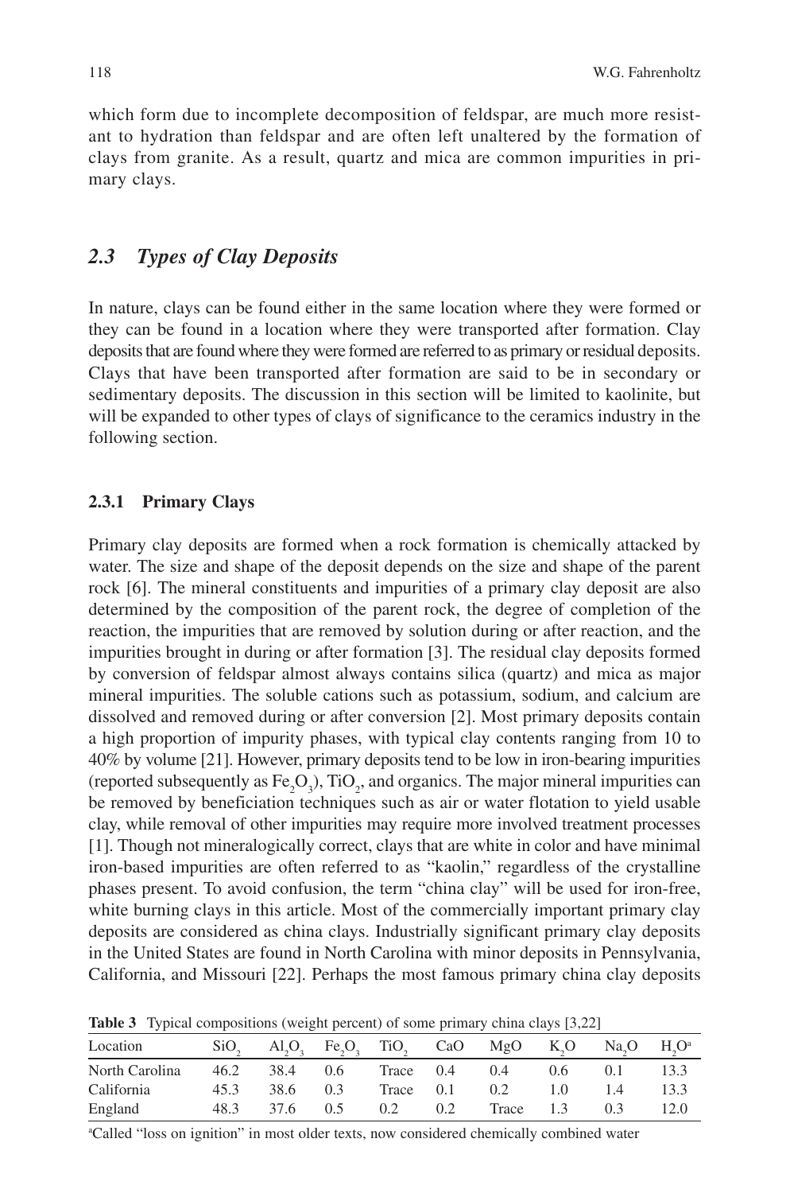which form due to incomplete decomposition of feldspar, are much more resistant to hydration than feldspar and are often left unaltered by the formation of clays from granite. As a result, quartz and mica are common impurities in primary clays.

## *2.3 Types of Clay Deposits*

In nature, clays can be found either in the same location where they were formed or they can be found in a location where they were transported after formation. Clay deposits that are found where they were formed are referred to as primary or residual deposits. Clays that have been transported after formation are said to be in secondary or sedimentary deposits. The discussion in this section will be limited to kaolinite, but will be expanded to other types of clays of significance to the ceramics industry in the following section.

### 2.3.1 Primary Clays

Primary clay deposits are formed when a rock formation is chemically attacked by water. The size and shape of the deposit depends on the size and shape of the parent rock [6]. The mineral constituents and impurities of a primary clay deposit are also determined by the composition of the parent rock, the degree of completion of the reaction, the impurities that are removed by solution during or after reaction, and the impurities brought in during or after formation [3]. The residual clay deposits formed by conversion of feldspar almost always contains silica (quartz) and mica as major mineral impurities. The soluble cations such as potassium, sodium, and calcium are dissolved and removed during or after conversion [2]. Most primary deposits contain a high proportion of impurity phases, with typical clay contents ranging from 10 to 40% by volume [21]. However, primary deposits tend to be low in iron-bearing impurities (reported subsequently as $Fe_2O_3$), $TiO_2$, and organics. The major mineral impurities can be removed by beneficiation techniques such as air or water flotation to yield usable clay, while removal of other impurities may require more involved treatment processes [1]. Though not mineralogically correct, clays that are white in color and have minimal iron-based impurities are often referred to as "kaolin," regardless of the crystalline phases present. To avoid confusion, the term "china clay" will be used for iron-free, white burning clays in this article. Most of the commercially important primary clay deposits are considered as china clays. Industrially significant primary clay deposits in the United States are found in North Carolina with minor deposits in Pennsylvania, California, and Missouri [22]. Perhaps the most famous primary china clay deposits

**Table 3** Typical compositions (weight percent) of some primary china clays [3,22]

| Location | $SiO_2$ | $Al_2O_3$ | $Fe_2O_3$ | $TiO_2$ | CaO | MgO | $K_2O$ | $Na_2O$ | $H_2O$[a] |
|---|---|---|---|---|---|---|---|---|---|
| North Carolina | 46.2 | 38.4 | 0.6 | Trace | 0.4 | 0.4 | 0.6 | 0.1 | 13.3 |
| California | 45.3 | 38.6 | 0.3 | Trace | 0.1 | 0.2 | 1.0 | 1.4 | 13.3 |
| England | 48.3 | 37.6 | 0.5 | 0.2 | 0.2 | Trace | 1.3 | 0.3 | 12.0 |

[a]Called "loss on ignition" in most older texts, now considered chemically combined water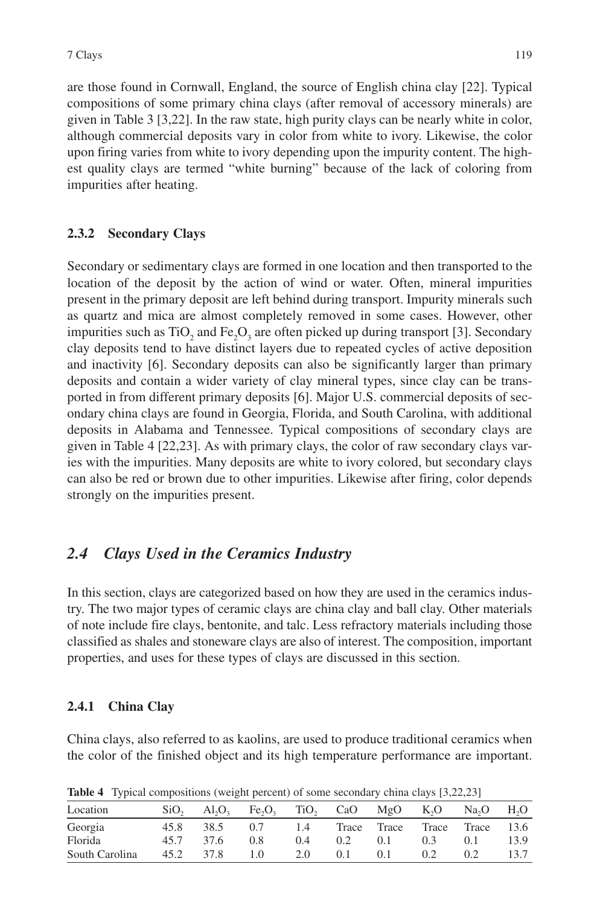are those found in Cornwall, England, the source of English china clay [22]. Typical compositions of some primary china clays (after removal of accessory minerals) are given in Table 3 [3,22]. In the raw state, high purity clays can be nearly white in color, although commercial deposits vary in color from white to ivory. Likewise, the color upon firing varies from white to ivory depending upon the impurity content. The highest quality clays are termed "white burning" because of the lack of coloring from impurities after heating.

### 2.3.2 Secondary Clays

Secondary or sedimentary clays are formed in one location and then transported to the location of the deposit by the action of wind or water. Often, mineral impurities present in the primary deposit are left behind during transport. Impurity minerals such as quartz and mica are almost completely removed in some cases. However, other impurities such as $TiO_2$ and $Fe_2O_3$ are often picked up during transport [3]. Secondary clay deposits tend to have distinct layers due to repeated cycles of active deposition and inactivity [6]. Secondary deposits can also be significantly larger than primary deposits and contain a wider variety of clay mineral types, since clay can be transported in from different primary deposits [6]. Major U.S. commercial deposits of secondary china clays are found in Georgia, Florida, and South Carolina, with additional deposits in Alabama and Tennessee. Typical compositions of secondary clays are given in Table 4 [22,23]. As with primary clays, the color of raw secondary clays varies with the impurities. Many deposits are white to ivory colored, but secondary clays can also be red or brown due to other impurities. Likewise after firing, color depends strongly on the impurities present.

## *2.4 Clays Used in the Ceramics Industry*

In this section, clays are categorized based on how they are used in the ceramics industry. The two major types of ceramic clays are china clay and ball clay. Other materials of note include fire clays, bentonite, and talc. Less refractory materials including those classified as shales and stoneware clays are also of interest. The composition, important properties, and uses for these types of clays are discussed in this section.

### 2.4.1 China Clay

China clays, also referred to as kaolins, are used to produce traditional ceramics when the color of the finished object and its high temperature performance are important.

**Table 4** Typical compositions (weight percent) of some secondary china clays [3,22,23]

| Location | $SiO_2$ | $Al_2O_3$ | $Fe_2O_3$ | $TiO_2$ | CaO | MgO | $K_2O$ | $Na_2O$ | $H_2O$ |
|---|---|---|---|---|---|---|---|---|---|
| Georgia | 45.8 | 38.5 | 0.7 | 1.4 | Trace | Trace | Trace | Trace | 13.6 |
| Florida | 45.7 | 37.6 | 0.8 | 0.4 | 0.2 | 0.1 | 0.3 | 0.1 | 13.9 |
| South Carolina | 45.2 | 37.8 | 1.0 | 2.0 | 0.1 | 0.1 | 0.2 | 0.2 | 13.7 |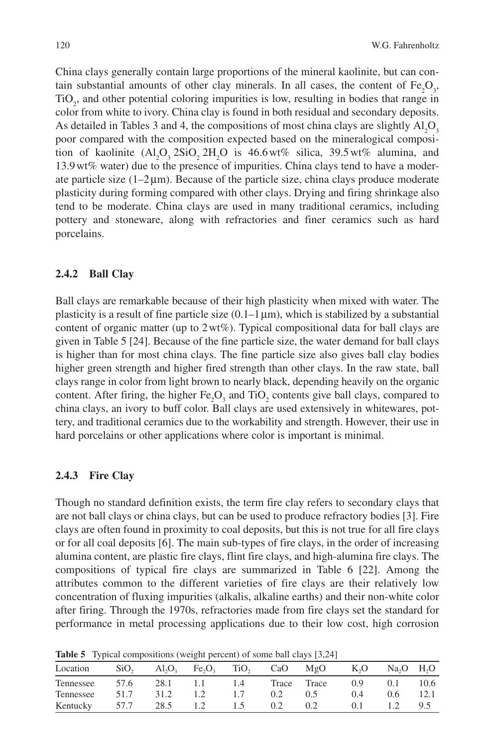China clays generally contain large proportions of the mineral kaolinite, but can contain substantial amounts of other clay minerals. In all cases, the content of $Fe_2O_3$, $TiO_2$, and other potential coloring impurities is low, resulting in bodies that range in color from white to ivory. China clay is found in both residual and secondary deposits. As detailed in Tables 3 and 4, the compositions of most china clays are slightly $Al_2O_3$ poor compared with the composition expected based on the mineralogical composition of kaolinite ($Al_2O_3\,2SiO_2\,2H_2O$ is 46.6 wt% silica, 39.5 wt% alumina, and 13.9 wt% water) due to the presence of impurities. China clays tend to have a moderate particle size (1–2 µm). Because of the particle size, china clays produce moderate plasticity during forming compared with other clays. Drying and firing shrinkage also tend to be moderate. China clays are used in many traditional ceramics, including pottery and stoneware, along with refractories and finer ceramics such as hard porcelains.

### 2.4.2 Ball Clay

Ball clays are remarkable because of their high plasticity when mixed with water. The plasticity is a result of fine particle size (0.1–1 µm), which is stabilized by a substantial content of organic matter (up to 2 wt%). Typical compositional data for ball clays are given in Table 5 [24]. Because of the fine particle size, the water demand for ball clays is higher than for most china clays. The fine particle size also gives ball clay bodies higher green strength and higher fired strength than other clays. In the raw state, ball clays range in color from light brown to nearly black, depending heavily on the organic content. After firing, the higher $Fe_2O_3$ and $TiO_2$ contents give ball clays, compared to china clays, an ivory to buff color. Ball clays are used extensively in whitewares, pottery, and traditional ceramics due to the workability and strength. However, their use in hard porcelains or other applications where color is important is minimal.

### 2.4.3 Fire Clay

Though no standard definition exists, the term fire clay refers to secondary clays that are not ball clays or china clays, but can be used to produce refractory bodies [3]. Fire clays are often found in proximity to coal deposits, but this is not true for all fire clays or for all coal deposits [6]. The main sub-types of fire clays, in the order of increasing alumina content, are plastic fire clays, flint fire clays, and high-alumina fire clays. The compositions of typical fire clays are summarized in Table 6 [22]. Among the attributes common to the different varieties of fire clays are their relatively low concentration of fluxing impurities (alkalis, alkaline earths) and their non-white color after firing. Through the 1970s, refractories made from fire clays set the standard for performance in metal processing applications due to their low cost, high corrosion

**Table 5** Typical compositions (weight percent) of some ball clays [3,24]

| Location | $SiO_2$ | $Al_2O_3$ | $Fe_2O_3$ | $TiO_2$ | CaO | MgO | $K_2O$ | $Na_2O$ | $H_2O$ |
|---|---|---|---|---|---|---|---|---|---|
| Tennessee | 57.6 | 28.1 | 1.1 | 1.4 | Trace | Trace | 0.9 | 0.1 | 10.6 |
| Tennessee | 51.7 | 31.2 | 1.2 | 1.7 | 0.2 | 0.5 | 0.4 | 0.6 | 12.1 |
| Kentucky | 57.7 | 28.5 | 1.2 | 1.5 | 0.2 | 0.2 | 0.1 | 1.2 | 9.5 |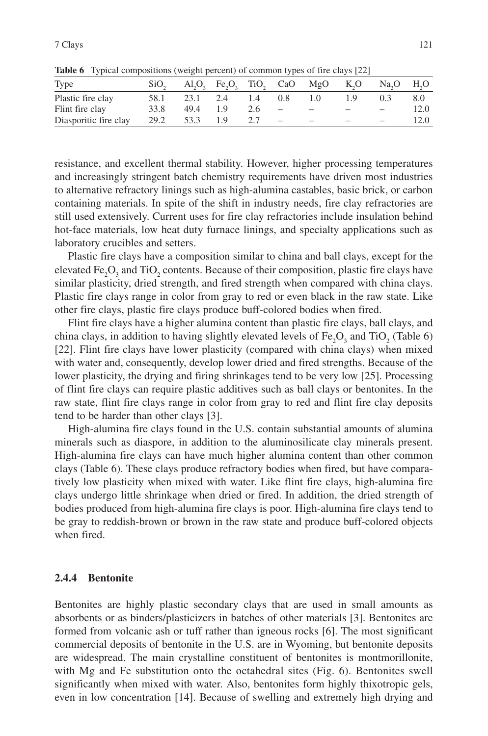**Table 6** Typical compositions (weight percent) of common types of fire clays [22]

| Type | $SiO_2$ | $Al_2O_3$ | $Fe_2O_3$ | $TiO_2$ | CaO | MgO | $K_2O$ | $Na_2O$ | $H_2O$ |
|---|---|---|---|---|---|---|---|---|---|
| Plastic fire clay | 58.1 | 23.1 | 2.4 | 1.4 | 0.8 | 1.0 | 1.9 | 0.3 | 8.0 |
| Flint fire clay | 33.8 | 49.4 | 1.9 | 2.6 | – | – | – | – | 12.0 |
| Diasporitic fire clay | 29.2 | 53.3 | 1.9 | 2.7 | – | – | – | – | 12.0 |

resistance, and excellent thermal stability. However, higher processing temperatures and increasingly stringent batch chemistry requirements have driven most industries to alternative refractory linings such as high-alumina castables, basic brick, or carbon containing materials. In spite of the shift in industry needs, fire clay refractories are still used extensively. Current uses for fire clay refractories include insulation behind hot-face materials, low heat duty furnace linings, and specialty applications such as laboratory crucibles and setters.

Plastic fire clays have a composition similar to china and ball clays, except for the elevated $Fe_2O_3$ and $TiO_2$ contents. Because of their composition, plastic fire clays have similar plasticity, dried strength, and fired strength when compared with china clays. Plastic fire clays range in color from gray to red or even black in the raw state. Like other fire clays, plastic fire clays produce buff-colored bodies when fired.

Flint fire clays have a higher alumina content than plastic fire clays, ball clays, and china clays, in addition to having slightly elevated levels of $Fe_2O_3$ and $TiO_2$ (Table 6) [22]. Flint fire clays have lower plasticity (compared with china clays) when mixed with water and, consequently, develop lower dried and fired strengths. Because of the lower plasticity, the drying and firing shrinkages tend to be very low [25]. Processing of flint fire clays can require plastic additives such as ball clays or bentonites. In the raw state, flint fire clays range in color from gray to red and flint fire clay deposits tend to be harder than other clays [3].

High-alumina fire clays found in the U.S. contain substantial amounts of alumina minerals such as diaspore, in addition to the aluminosilicate clay minerals present. High-alumina fire clays can have much higher alumina content than other common clays (Table 6). These clays produce refractory bodies when fired, but have comparatively low plasticity when mixed with water. Like flint fire clays, high-alumina fire clays undergo little shrinkage when dried or fired. In addition, the dried strength of bodies produced from high-alumina fire clays is poor. High-alumina fire clays tend to be gray to reddish-brown or brown in the raw state and produce buff-colored objects when fired.

### 2.4.4 Bentonite

Bentonites are highly plastic secondary clays that are used in small amounts as absorbents or as binders/plasticizers in batches of other materials [3]. Bentonites are formed from volcanic ash or tuff rather than igneous rocks [6]. The most significant commercial deposits of bentonite in the U.S. are in Wyoming, but bentonite deposits are widespread. The main crystalline constituent of bentonites is montmorillonite, with Mg and Fe substitution onto the octahedral sites (Fig. 6). Bentonites swell significantly when mixed with water. Also, bentonites form highly thixotropic gels, even in low concentration [14]. Because of swelling and extremely high drying and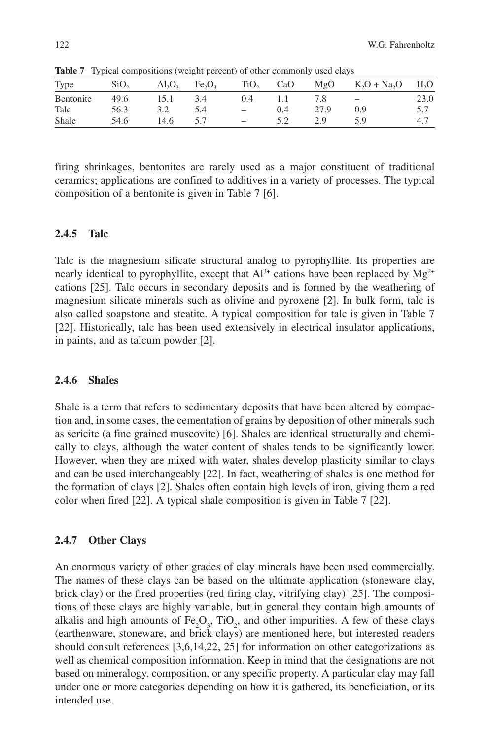**Table 7** Typical compositions (weight percent) of other commonly used clays

| Type | $SiO_2$ | $Al_2O_3$ | $Fe_2O_3$ | $TiO_2$ | CaO | MgO | $K_2O + Na_2O$ | $H_2O$ |
|---|---|---|---|---|---|---|---|---|
| Bentonite | 49.6 | 15.1 | 3.4 | 0.4 | 1.1 | 7.8 | – | 23.0 |
| Talc | 56.3 | 3.2 | 5.4 | – | 0.4 | 27.9 | 0.9 | 5.7 |
| Shale | 54.6 | 14.6 | 5.7 | – | 5.2 | 2.9 | 5.9 | 4.7 |

firing shrinkages, bentonites are rarely used as a major constituent of traditional ceramics; applications are confined to additives in a variety of processes. The typical composition of a bentonite is given in Table 7 [6].

### 2.4.5 Talc

Talc is the magnesium silicate structural analog to pyrophyllite. Its properties are nearly identical to pyrophyllite, except that $Al^{3+}$ cations have been replaced by $Mg^{2+}$ cations [25]. Talc occurs in secondary deposits and is formed by the weathering of magnesium silicate minerals such as olivine and pyroxene [2]. In bulk form, talc is also called soapstone and steatite. A typical composition for talc is given in Table 7 [22]. Historically, talc has been used extensively in electrical insulator applications, in paints, and as talcum powder [2].

### 2.4.6 Shales

Shale is a term that refers to sedimentary deposits that have been altered by compaction and, in some cases, the cementation of grains by deposition of other minerals such as sericite (a fine grained muscovite) [6]. Shales are identical structurally and chemically to clays, although the water content of shales tends to be significantly lower. However, when they are mixed with water, shales develop plasticity similar to clays and can be used interchangeably [22]. In fact, weathering of shales is one method for the formation of clays [2]. Shales often contain high levels of iron, giving them a red color when fired [22]. A typical shale composition is given in Table 7 [22].

### 2.4.7 Other Clays

An enormous variety of other grades of clay minerals have been used commercially. The names of these clays can be based on the ultimate application (stoneware clay, brick clay) or the fired properties (red firing clay, vitrifying clay) [25]. The compositions of these clays are highly variable, but in general they contain high amounts of alkalis and high amounts of $Fe_2O_3$, $TiO_2$, and other impurities. A few of these clays (earthenware, stoneware, and brick clays) are mentioned here, but interested readers should consult references [3,6,14,22, 25] for information on other categorizations as well as chemical composition information. Keep in mind that the designations are not based on mineralogy, composition, or any specific property. A particular clay may fall under one or more categories depending on how it is gathered, its beneficiation, or its intended use.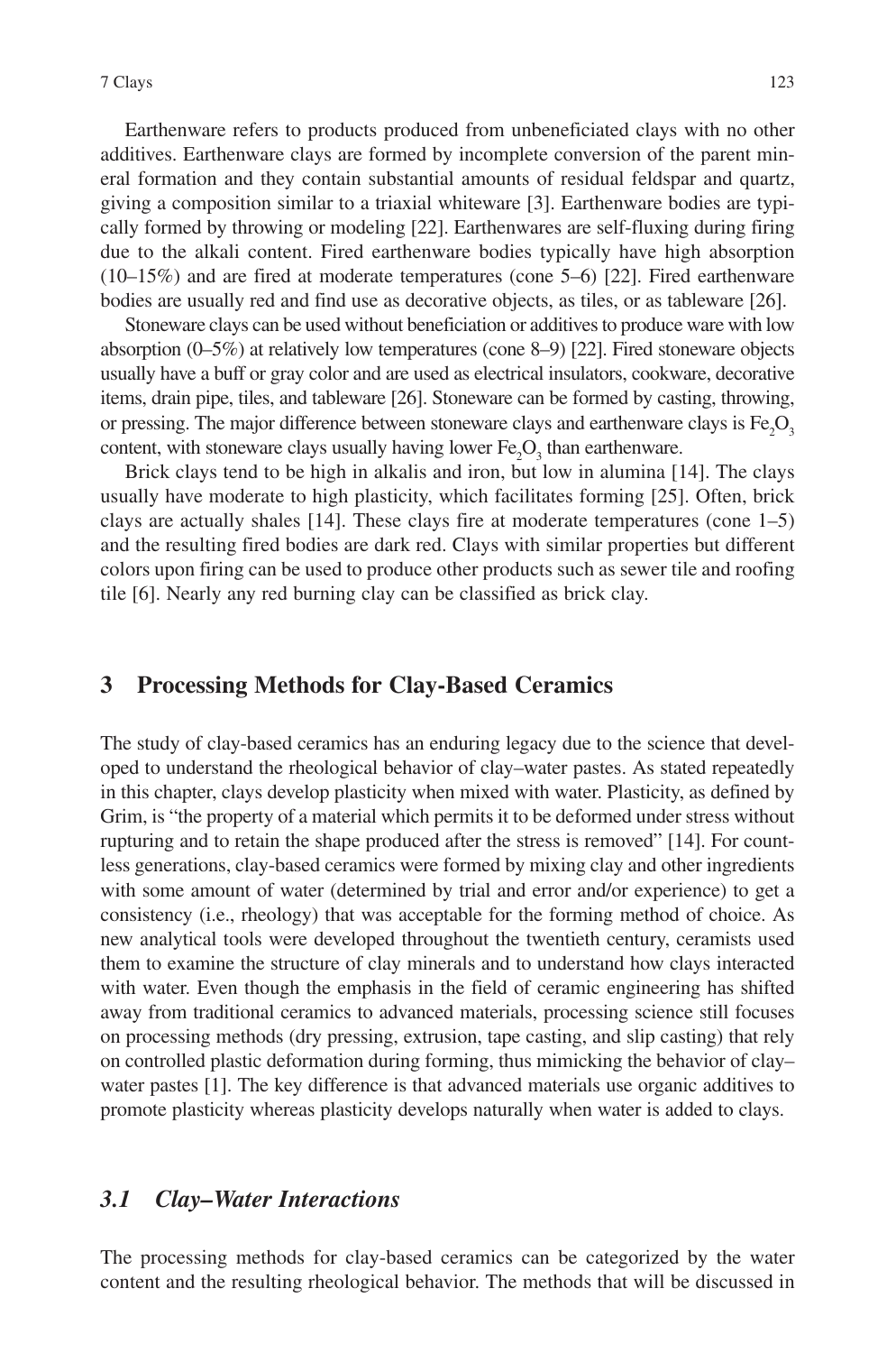Earthenware refers to products produced from unbeneficiated clays with no other additives. Earthenware clays are formed by incomplete conversion of the parent mineral formation and they contain substantial amounts of residual feldspar and quartz, giving a composition similar to a triaxial whiteware [3]. Earthenware bodies are typically formed by throwing or modeling [22]. Earthenwares are self-fluxing during firing due to the alkali content. Fired earthenware bodies typically have high absorption (10–15%) and are fired at moderate temperatures (cone 5–6) [22]. Fired earthenware bodies are usually red and find use as decorative objects, as tiles, or as tableware [26].

Stoneware clays can be used without beneficiation or additives to produce ware with low absorption (0–5%) at relatively low temperatures (cone 8–9) [22]. Fired stoneware objects usually have a buff or gray color and are used as electrical insulators, cookware, decorative items, drain pipe, tiles, and tableware [26]. Stoneware can be formed by casting, throwing, or pressing. The major difference between stoneware clays and earthenware clays is $Fe_2O_3$ content, with stoneware clays usually having lower $Fe_2O_3$ than earthenware.

Brick clays tend to be high in alkalis and iron, but low in alumina [14]. The clays usually have moderate to high plasticity, which facilitates forming [25]. Often, brick clays are actually shales [14]. These clays fire at moderate temperatures (cone 1–5) and the resulting fired bodies are dark red. Clays with similar properties but different colors upon firing can be used to produce other products such as sewer tile and roofing tile [6]. Nearly any red burning clay can be classified as brick clay.

## 3 Processing Methods for Clay-Based Ceramics

The study of clay-based ceramics has an enduring legacy due to the science that developed to understand the rheological behavior of clay–water pastes. As stated repeatedly in this chapter, clays develop plasticity when mixed with water. Plasticity, as defined by Grim, is "the property of a material which permits it to be deformed under stress without rupturing and to retain the shape produced after the stress is removed" [14]. For countless generations, clay-based ceramics were formed by mixing clay and other ingredients with some amount of water (determined by trial and error and/or experience) to get a consistency (i.e., rheology) that was acceptable for the forming method of choice. As new analytical tools were developed throughout the twentieth century, ceramists used them to examine the structure of clay minerals and to understand how clays interacted with water. Even though the emphasis in the field of ceramic engineering has shifted away from traditional ceramics to advanced materials, processing science still focuses on processing methods (dry pressing, extrusion, tape casting, and slip casting) that rely on controlled plastic deformation during forming, thus mimicking the behavior of clay–water pastes [1]. The key difference is that advanced materials use organic additives to promote plasticity whereas plasticity develops naturally when water is added to clays.

### *3.1 Clay–Water Interactions*

The processing methods for clay-based ceramics can be categorized by the water content and the resulting rheological behavior. The methods that will be discussed in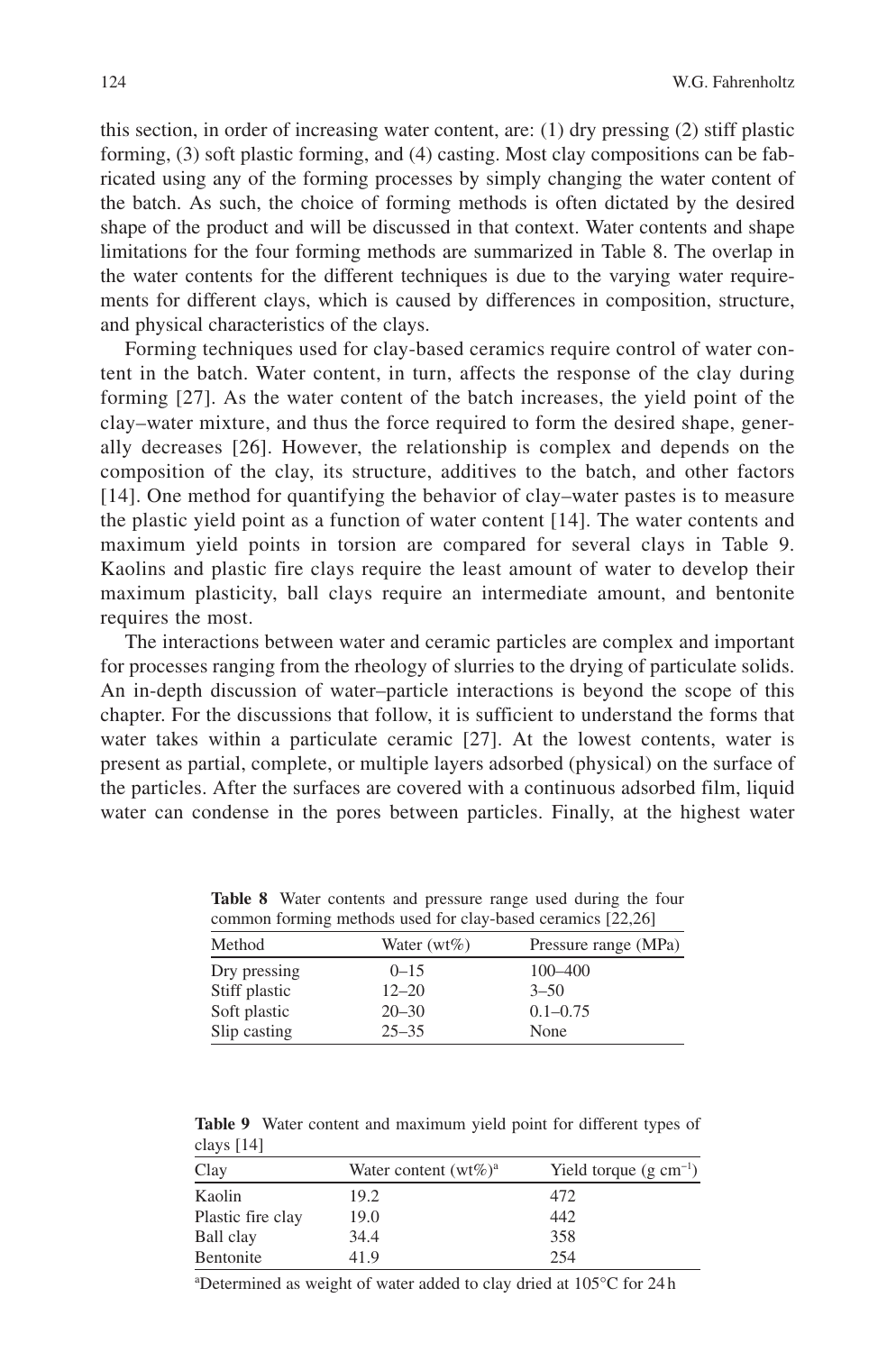this section, in order of increasing water content, are: (1) dry pressing (2) stiff plastic forming, (3) soft plastic forming, and (4) casting. Most clay compositions can be fabricated using any of the forming processes by simply changing the water content of the batch. As such, the choice of forming methods is often dictated by the desired shape of the product and will be discussed in that context. Water contents and shape limitations for the four forming methods are summarized in Table 8. The overlap in the water contents for the different techniques is due to the varying water requirements for different clays, which is caused by differences in composition, structure, and physical characteristics of the clays.

Forming techniques used for clay-based ceramics require control of water content in the batch. Water content, in turn, affects the response of the clay during forming [27]. As the water content of the batch increases, the yield point of the clay–water mixture, and thus the force required to form the desired shape, generally decreases [26]. However, the relationship is complex and depends on the composition of the clay, its structure, additives to the batch, and other factors [14]. One method for quantifying the behavior of clay–water pastes is to measure the plastic yield point as a function of water content [14]. The water contents and maximum yield points in torsion are compared for several clays in Table 9. Kaolins and plastic fire clays require the least amount of water to develop their maximum plasticity, ball clays require an intermediate amount, and bentonite requires the most.

The interactions between water and ceramic particles are complex and important for processes ranging from the rheology of slurries to the drying of particulate solids. An in-depth discussion of water–particle interactions is beyond the scope of this chapter. For the discussions that follow, it is sufficient to understand the forms that water takes within a particulate ceramic [27]. At the lowest contents, water is present as partial, complete, or multiple layers adsorbed (physical) on the surface of the particles. After the surfaces are covered with a continuous adsorbed film, liquid water can condense in the pores between particles. Finally, at the highest water

**Table 8** Water contents and pressure range used during the four common forming methods used for clay-based ceramics [22,26]

| Method | Water (wt%) | Pressure range (MPa) |
|---|---|---|
| Dry pressing | 0–15 | 100–400 |
| Stiff plastic | 12–20 | 3–50 |
| Soft plastic | 20–30 | 0.1–0.75 |
| Slip casting | 25–35 | None |

**Table 9** Water content and maximum yield point for different types of clays [14]

| Clay | Water content (wt%)[a] | Yield torque (g $cm^{-1}$) |
|---|---|---|
| Kaolin | 19.2 | 472 |
| Plastic fire clay | 19.0 | 442 |
| Ball clay | 34.4 | 358 |
| Bentonite | 41.9 | 254 |

[a]Determined as weight of water added to clay dried at 105°C for 24 h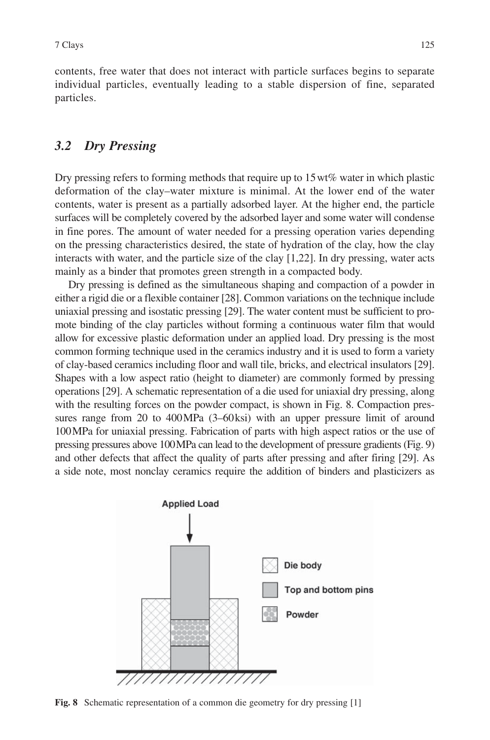contents, free water that does not interact with particle surfaces begins to separate individual particles, eventually leading to a stable dispersion of fine, separated particles.

### *3.2 Dry Pressing*

Dry pressing refers to forming methods that require up to 15 wt% water in which plastic deformation of the clay–water mixture is minimal. At the lower end of the water contents, water is present as a partially adsorbed layer. At the higher end, the particle surfaces will be completely covered by the adsorbed layer and some water will condense in fine pores. The amount of water needed for a pressing operation varies depending on the pressing characteristics desired, the state of hydration of the clay, how the clay interacts with water, and the particle size of the clay [1,22]. In dry pressing, water acts mainly as a binder that promotes green strength in a compacted body.

Dry pressing is defined as the simultaneous shaping and compaction of a powder in either a rigid die or a flexible container [28]. Common variations on the technique include uniaxial pressing and isostatic pressing [29]. The water content must be sufficient to promote binding of the clay particles without forming a continuous water film that would allow for excessive plastic deformation under an applied load. Dry pressing is the most common forming technique used in the ceramics industry and it is used to form a variety of clay-based ceramics including floor and wall tile, bricks, and electrical insulators [29]. Shapes with a low aspect ratio (height to diameter) are commonly formed by pressing operations [29]. A schematic representation of a die used for uniaxial dry pressing, along with the resulting forces on the powder compact, is shown in Fig. 8. Compaction pressures range from 20 to 400 MPa (3–60 ksi) with an upper pressure limit of around 100 MPa for uniaxial pressing. Fabrication of parts with high aspect ratios or the use of pressing pressures above 100 MPa can lead to the development of pressure gradients (Fig. 9) and other defects that affect the quality of parts after pressing and after firing [29]. As a side note, most nonclay ceramics require the addition of binders and plasticizers as

**Fig. 8** Schematic representation of a common die geometry for dry pressing [1]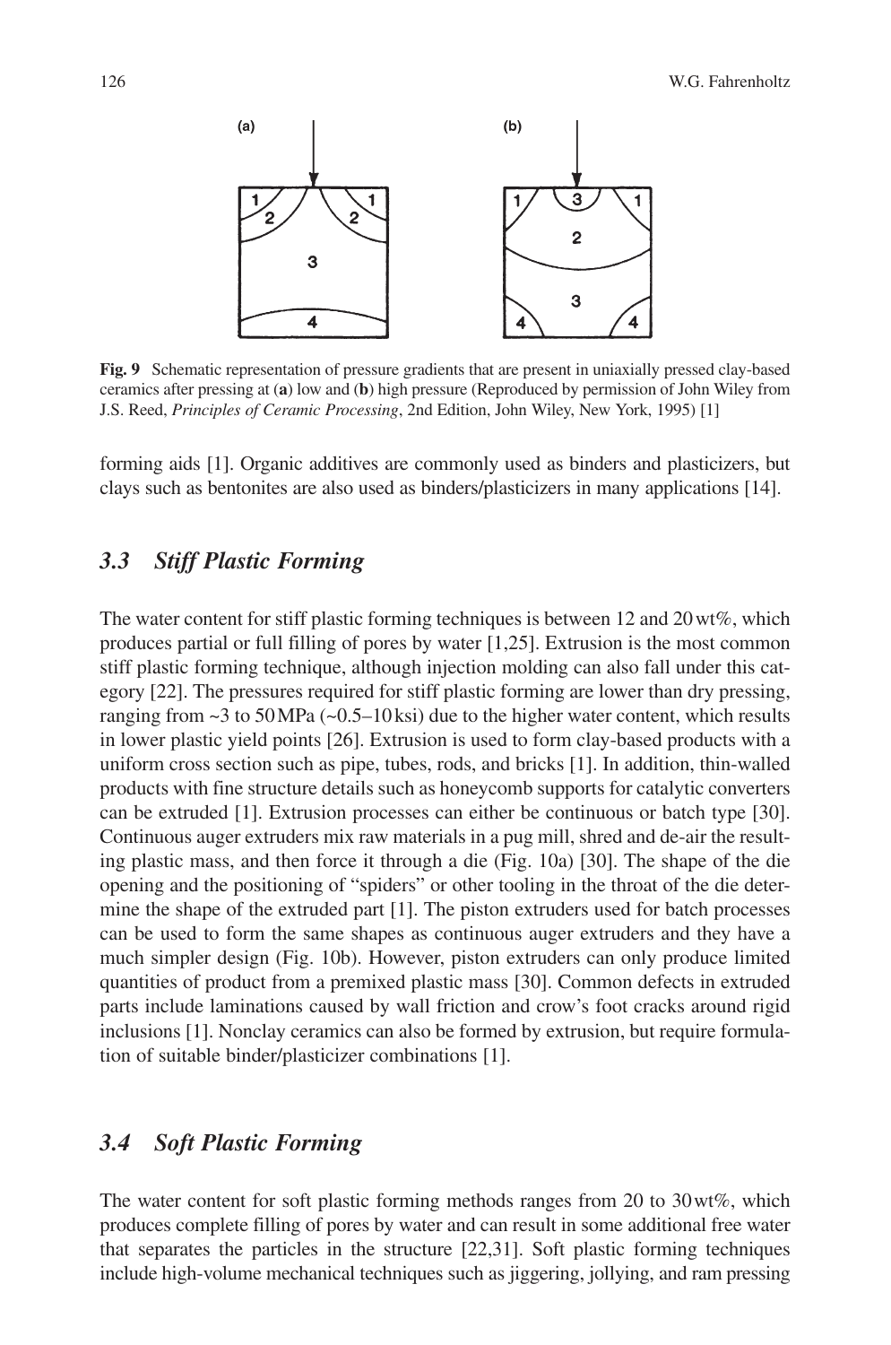Fig. 9 Schematic representation of pressure gradients that are present in uniaxially pressed clay-based ceramics after pressing at (**a**) low and (**b**) high pressure (Reproduced by permission of John Wiley from J.S. Reed, *Principles of Ceramic Processing*, 2nd Edition, John Wiley, New York, 1995) [1]

forming aids [1]. Organic additives are commonly used as binders and plasticizers, but clays such as bentonites are also used as binders/plasticizers in many applications [14].

## *3.3 Stiff Plastic Forming*

The water content for stiff plastic forming techniques is between 12 and 20 wt%, which produces partial or full filling of pores by water [1,25]. Extrusion is the most common stiff plastic forming technique, although injection molding can also fall under this category [22]. The pressures required for stiff plastic forming are lower than dry pressing, ranging from ~3 to 50 MPa (~0.5–10 ksi) due to the higher water content, which results in lower plastic yield points [26]. Extrusion is used to form clay-based products with a uniform cross section such as pipe, tubes, rods, and bricks [1]. In addition, thin-walled products with fine structure details such as honeycomb supports for catalytic converters can be extruded [1]. Extrusion processes can either be continuous or batch type [30]. Continuous auger extruders mix raw materials in a pug mill, shred and de-air the resulting plastic mass, and then force it through a die (Fig. 10a) [30]. The shape of the die opening and the positioning of "spiders" or other tooling in the throat of the die determine the shape of the extruded part [1]. The piston extruders used for batch processes can be used to form the same shapes as continuous auger extruders and they have a much simpler design (Fig. 10b). However, piston extruders can only produce limited quantities of product from a premixed plastic mass [30]. Common defects in extruded parts include laminations caused by wall friction and crow's foot cracks around rigid inclusions [1]. Nonclay ceramics can also be formed by extrusion, but require formulation of suitable binder/plasticizer combinations [1].

## *3.4 Soft Plastic Forming*

The water content for soft plastic forming methods ranges from 20 to 30 wt%, which produces complete filling of pores by water and can result in some additional free water that separates the particles in the structure [22,31]. Soft plastic forming techniques include high-volume mechanical techniques such as jiggering, jollying, and ram pressing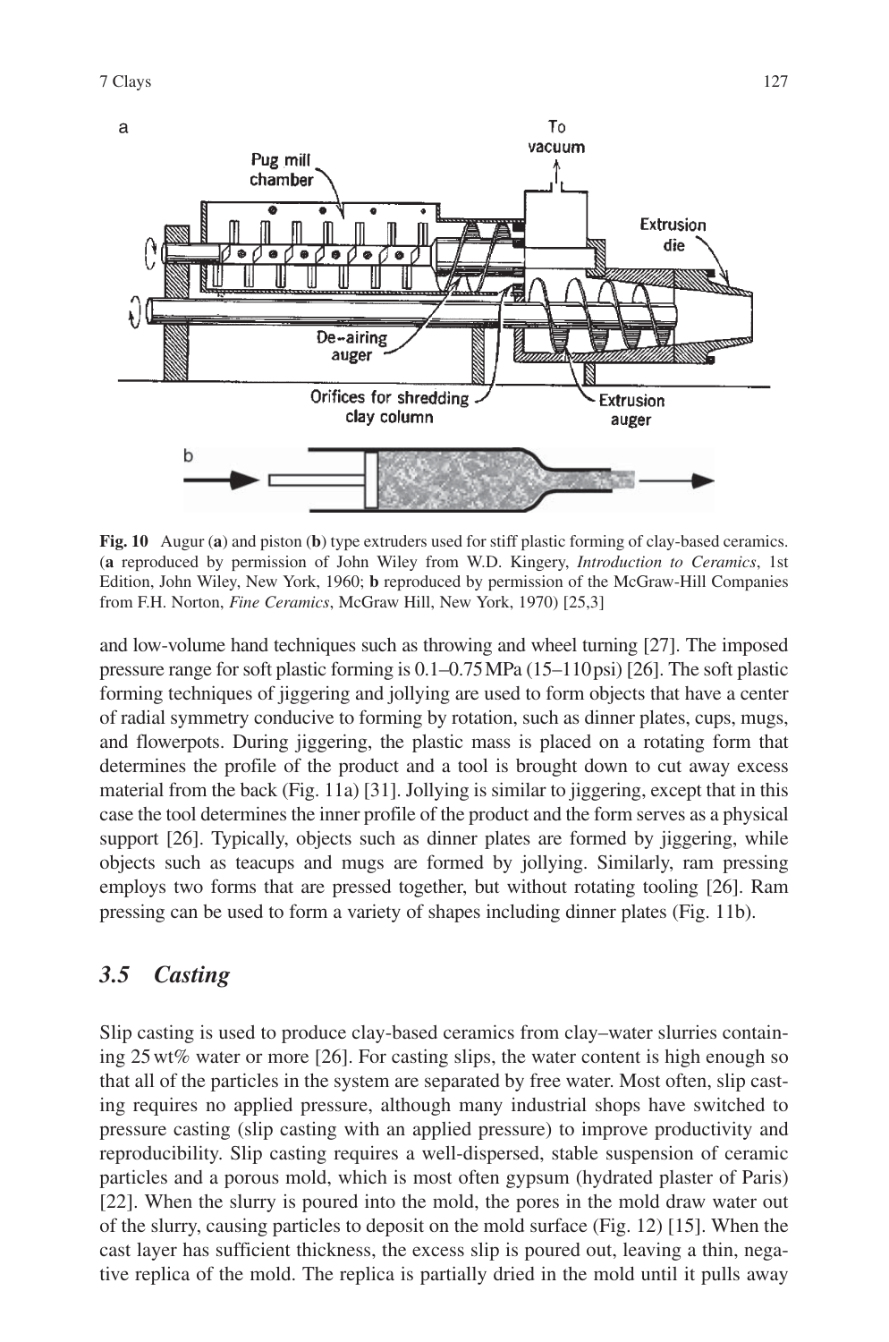**Fig. 10** Augur (**a**) and piston (**b**) type extruders used for stiff plastic forming of clay-based ceramics. (**a** reproduced by permission of John Wiley from W.D. Kingery, *Introduction to Ceramics*, 1st Edition, John Wiley, New York, 1960; **b** reproduced by permission of the McGraw-Hill Companies from F.H. Norton, *Fine Ceramics*, McGraw Hill, New York, 1970) [25,3]

and low-volume hand techniques such as throwing and wheel turning [27]. The imposed pressure range for soft plastic forming is 0.1–0.75 MPa (15–110 psi) [26]. The soft plastic forming techniques of jiggering and jollying are used to form objects that have a center of radial symmetry conducive to forming by rotation, such as dinner plates, cups, mugs, and flowerpots. During jiggering, the plastic mass is placed on a rotating form that determines the profile of the product and a tool is brought down to cut away excess material from the back (Fig. 11a) [31]. Jollying is similar to jiggering, except that in this case the tool determines the inner profile of the product and the form serves as a physical support [26]. Typically, objects such as dinner plates are formed by jiggering, while objects such as teacups and mugs are formed by jollying. Similarly, ram pressing employs two forms that are pressed together, but without rotating tooling [26]. Ram pressing can be used to form a variety of shapes including dinner plates (Fig. 11b).

### *3.5 Casting*

Slip casting is used to produce clay-based ceramics from clay–water slurries containing 25 wt% water or more [26]. For casting slips, the water content is high enough so that all of the particles in the system are separated by free water. Most often, slip casting requires no applied pressure, although many industrial shops have switched to pressure casting (slip casting with an applied pressure) to improve productivity and reproducibility. Slip casting requires a well-dispersed, stable suspension of ceramic particles and a porous mold, which is most often gypsum (hydrated plaster of Paris) [22]. When the slurry is poured into the mold, the pores in the mold draw water out of the slurry, causing particles to deposit on the mold surface (Fig. 12) [15]. When the cast layer has sufficient thickness, the excess slip is poured out, leaving a thin, negative replica of the mold. The replica is partially dried in the mold until it pulls away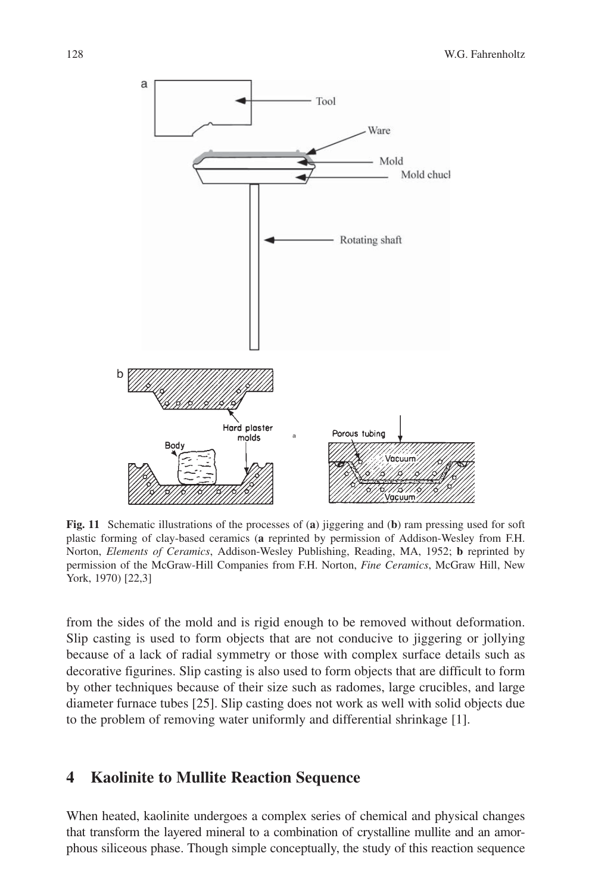**Fig. 11** Schematic illustrations of the processes of (**a**) jiggering and (**b**) ram pressing used for soft plastic forming of clay-based ceramics (**a** reprinted by permission of Addison-Wesley from F.H. Norton, *Elements of Ceramics*, Addison-Wesley Publishing, Reading, MA, 1952; **b** reprinted by permission of the McGraw-Hill Companies from F.H. Norton, *Fine Ceramics*, McGraw Hill, New York, 1970) [22,3]

from the sides of the mold and is rigid enough to be removed without deformation. Slip casting is used to form objects that are not conducive to jiggering or jollying because of a lack of radial symmetry or those with complex surface details such as decorative figurines. Slip casting is also used to form objects that are difficult to form by other techniques because of their size such as radomes, large crucibles, and large diameter furnace tubes [25]. Slip casting does not work as well with solid objects due to the problem of removing water uniformly and differential shrinkage [1].

## 4 Kaolinite to Mullite Reaction Sequence

When heated, kaolinite undergoes a complex series of chemical and physical changes that transform the layered mineral to a combination of crystalline mullite and an amorphous siliceous phase. Though simple conceptually, the study of this reaction sequence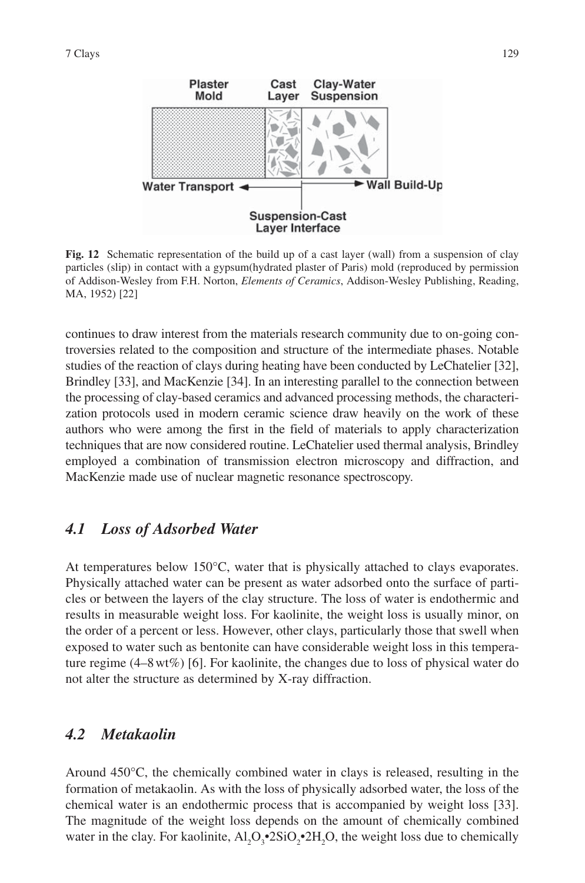**Fig. 12** Schematic representation of the build up of a cast layer (wall) from a suspension of clay particles (slip) in contact with a gypsum(hydrated plaster of Paris) mold (reproduced by permission of Addison-Wesley from F.H. Norton, *Elements of Ceramics*, Addison-Wesley Publishing, Reading, MA, 1952) [22]

continues to draw interest from the materials research community due to on-going controversies related to the composition and structure of the intermediate phases. Notable studies of the reaction of clays during heating have been conducted by LeChatelier [32], Brindley [33], and MacKenzie [34]. In an interesting parallel to the connection between the processing of clay-based ceramics and advanced processing methods, the characterization protocols used in modern ceramic science draw heavily on the work of these authors who were among the first in the field of materials to apply characterization techniques that are now considered routine. LeChatelier used thermal analysis, Brindley employed a combination of transmission electron microscopy and diffraction, and MacKenzie made use of nuclear magnetic resonance spectroscopy.

## *4.1 Loss of Adsorbed Water*

At temperatures below 150°C, water that is physically attached to clays evaporates. Physically attached water can be present as water adsorbed onto the surface of particles or between the layers of the clay structure. The loss of water is endothermic and results in measurable weight loss. For kaolinite, the weight loss is usually minor, on the order of a percent or less. However, other clays, particularly those that swell when exposed to water such as bentonite can have considerable weight loss in this temperature regime (4–8 wt%) [6]. For kaolinite, the changes due to loss of physical water do not alter the structure as determined by X-ray diffraction.

## *4.2 Metakaolin*

Around 450°C, the chemically combined water in clays is released, resulting in the formation of metakaolin. As with the loss of physically adsorbed water, the loss of the chemical water is an endothermic process that is accompanied by weight loss [33]. The magnitude of the weight loss depends on the amount of chemically combined water in the clay. For kaolinite, $Al_2O_3{\bullet}2SiO_2{\bullet}2H_2O$, the weight loss due to chemically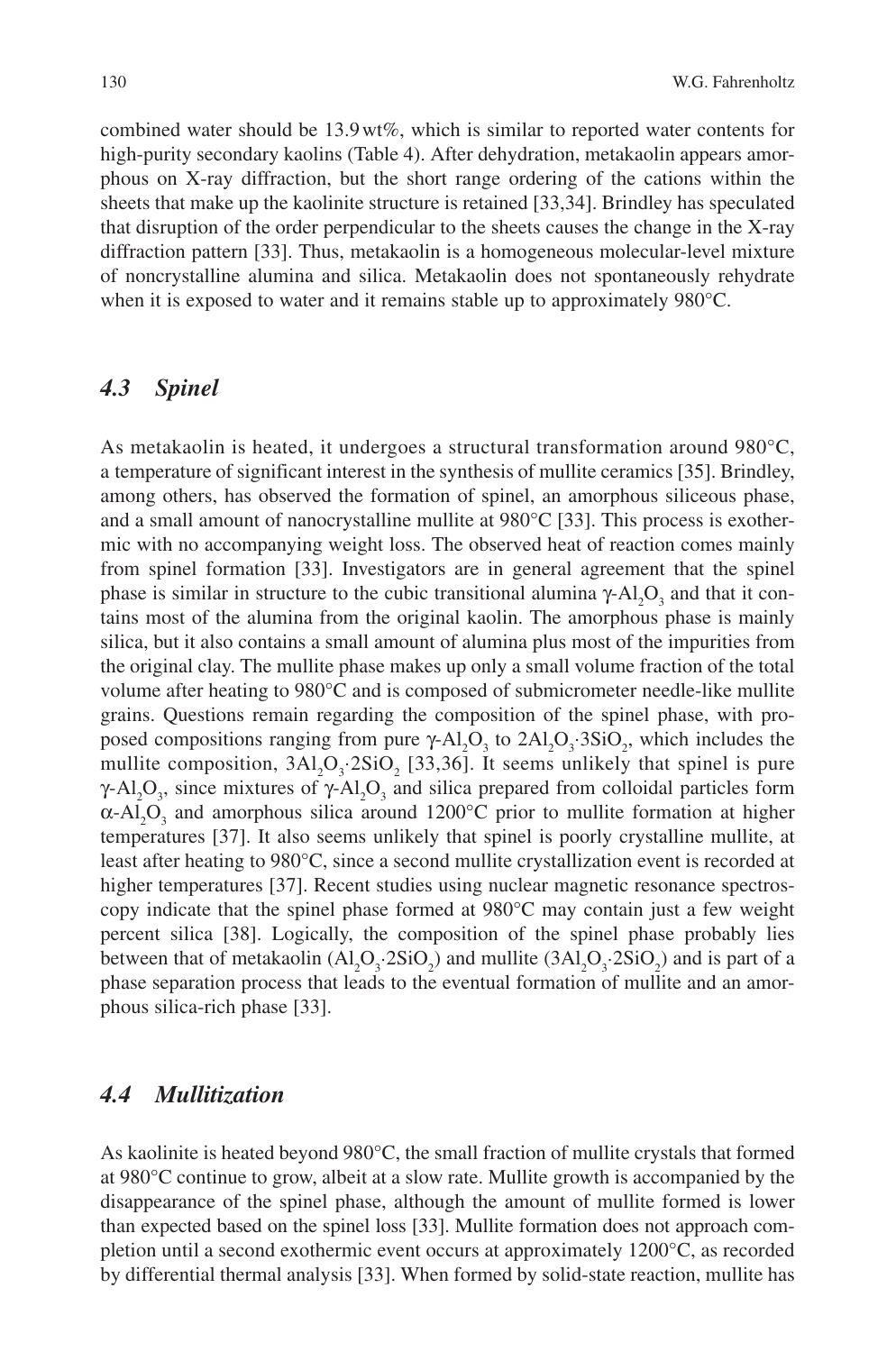combined water should be 13.9 wt%, which is similar to reported water contents for high-purity secondary kaolins (Table 4). After dehydration, metakaolin appears amorphous on X-ray diffraction, but the short range ordering of the cations within the sheets that make up the kaolinite structure is retained [33,34]. Brindley has speculated that disruption of the order perpendicular to the sheets causes the change in the X-ray diffraction pattern [33]. Thus, metakaolin is a homogeneous molecular-level mixture of noncrystalline alumina and silica. Metakaolin does not spontaneously rehydrate when it is exposed to water and it remains stable up to approximately 980°C.

### *4.3 Spinel*

As metakaolin is heated, it undergoes a structural transformation around 980°C, a temperature of significant interest in the synthesis of mullite ceramics [35]. Brindley, among others, has observed the formation of spinel, an amorphous siliceous phase, and a small amount of nanocrystalline mullite at 980°C [33]. This process is exothermic with no accompanying weight loss. The observed heat of reaction comes mainly from spinel formation [33]. Investigators are in general agreement that the spinel phase is similar in structure to the cubic transitional alumina $\gamma$-$Al_2O_3$ and that it contains most of the alumina from the original kaolin. The amorphous phase is mainly silica, but it also contains a small amount of alumina plus most of the impurities from the original clay. The mullite phase makes up only a small volume fraction of the total volume after heating to 980°C and is composed of submicrometer needle-like mullite grains. Questions remain regarding the composition of the spinel phase, with proposed compositions ranging from pure $\gamma$-$Al_2O_3$ to $2Al_2O_3{\cdot}3SiO_2$, which includes the mullite composition, $3Al_2O_3{\cdot}2SiO_2$ [33,36]. It seems unlikely that spinel is pure $\gamma$-$Al_2O_3$, since mixtures of $\gamma$-$Al_2O_3$ and silica prepared from colloidal particles form $\alpha$-$Al_2O_3$ and amorphous silica around 1200°C prior to mullite formation at higher temperatures [37]. It also seems unlikely that spinel is poorly crystalline mullite, at least after heating to 980°C, since a second mullite crystallization event is recorded at higher temperatures [37]. Recent studies using nuclear magnetic resonance spectroscopy indicate that the spinel phase formed at 980°C may contain just a few weight percent silica [38]. Logically, the composition of the spinel phase probably lies between that of metakaolin ($Al_2O_3{\cdot}2SiO_2$) and mullite ($3Al_2O_3{\cdot}2SiO_2$) and is part of a phase separation process that leads to the eventual formation of mullite and an amorphous silica-rich phase [33].

### *4.4 Mullitization*

As kaolinite is heated beyond 980°C, the small fraction of mullite crystals that formed at 980°C continue to grow, albeit at a slow rate. Mullite growth is accompanied by the disappearance of the spinel phase, although the amount of mullite formed is lower than expected based on the spinel loss [33]. Mullite formation does not approach completion until a second exothermic event occurs at approximately 1200°C, as recorded by differential thermal analysis [33]. When formed by solid-state reaction, mullite has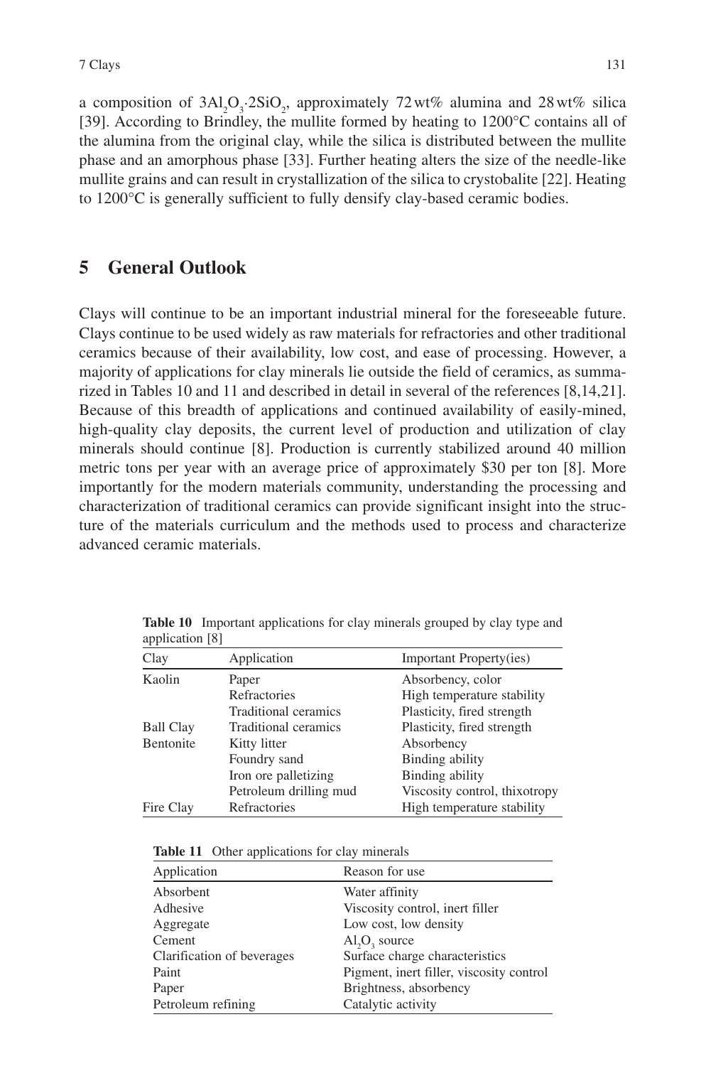a composition of $3Al_2O_3 \cdot 2SiO_2$, approximately 72 wt% alumina and 28 wt% silica [39]. According to Brindley, the mullite formed by heating to 1200°C contains all of the alumina from the original clay, while the silica is distributed between the mullite phase and an amorphous phase [33]. Further heating alters the size of the needle-like mullite grains and can result in crystallization of the silica to crystobalite [22]. Heating to 1200°C is generally sufficient to fully densify clay-based ceramic bodies.

## 5 General Outlook

Clays will continue to be an important industrial mineral for the foreseeable future. Clays continue to be used widely as raw materials for refractories and other traditional ceramics because of their availability, low cost, and ease of processing. However, a majority of applications for clay minerals lie outside the field of ceramics, as summarized in Tables 10 and 11 and described in detail in several of the references [8,14,21]. Because of this breadth of applications and continued availability of easily-mined, high-quality clay deposits, the current level of production and utilization of clay minerals should continue [8]. Production is currently stabilized around 40 million metric tons per year with an average price of approximately $30 per ton [8]. More importantly for the modern materials community, understanding the processing and characterization of traditional ceramics can provide significant insight into the structure of the materials curriculum and the methods used to process and characterize advanced ceramic materials.

**Table 10** Important applications for clay minerals grouped by clay type and application [8]

| Clay | Application | Important Property(ies) |
|---|---|---|
| Kaolin | Paper | Absorbency, color |
| | Refractories | High temperature stability |
| | Traditional ceramics | Plasticity, fired strength |
| Ball Clay | Traditional ceramics | Plasticity, fired strength |
| Bentonite | Kitty litter | Absorbency |
| | Foundry sand | Binding ability |
| | Iron ore palletizing | Binding ability |
| | Petroleum drilling mud | Viscosity control, thixotropy |
| Fire Clay | Refractories | High temperature stability |

**Table 11** Other applications for clay minerals

| Application | Reason for use |
|---|---|
| Absorbent | Water affinity |
| Adhesive | Viscosity control, inert filler |
| Aggregate | Low cost, low density |
| Cement | $Al_2O_3$ source |
| Clarification of beverages | Surface charge characteristics |
| Paint | Pigment, inert filler, viscosity control |
| Paper | Brightness, absorbency |
| Petroleum refining | Catalytic activity |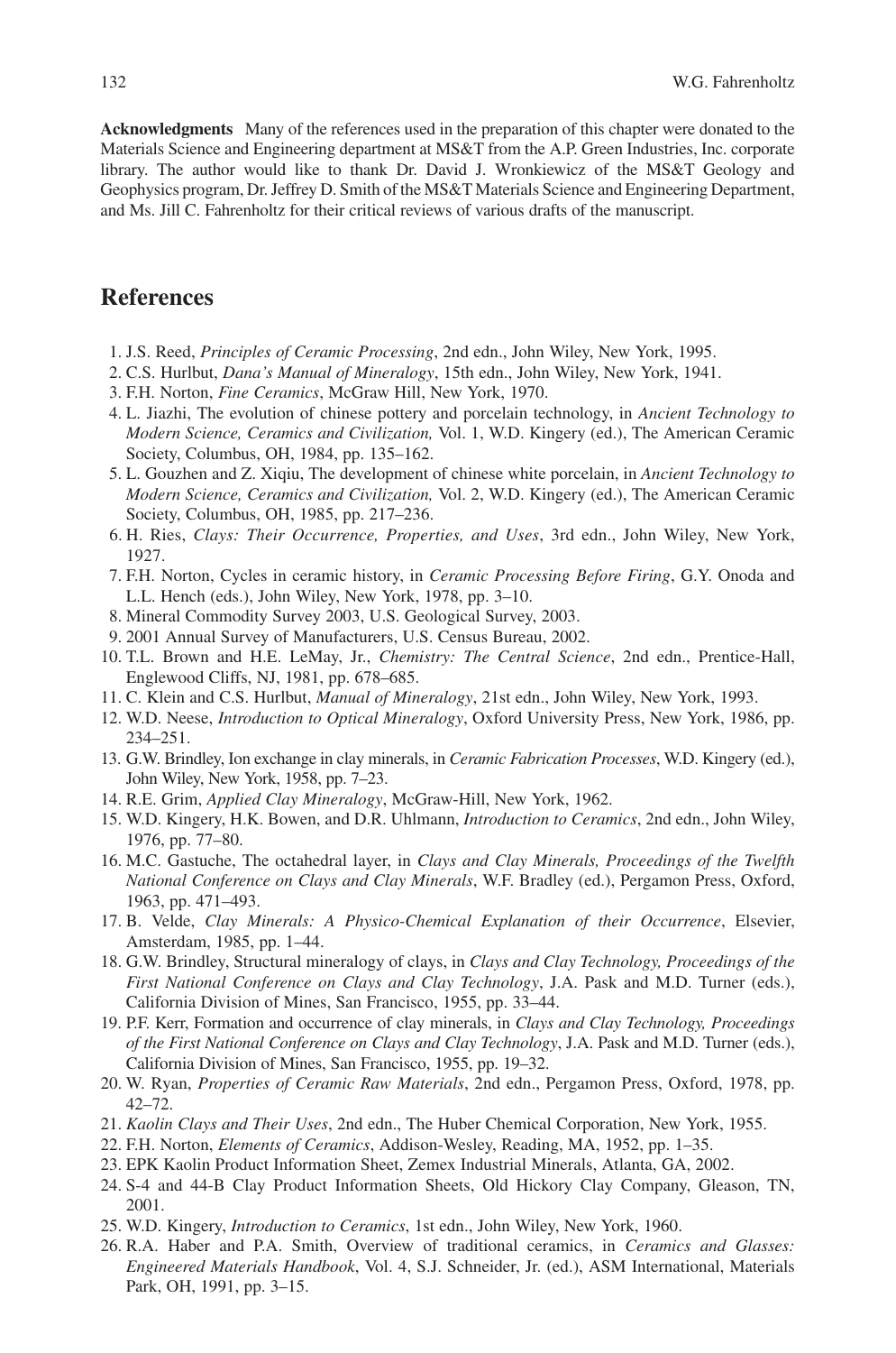**Acknowledgments** Many of the references used in the preparation of this chapter were donated to the Materials Science and Engineering department at MS&T from the A.P. Green Industries, Inc. corporate library. The author would like to thank Dr. David J. Wronkiewicz of the MS&T Geology and Geophysics program, Dr. Jeffrey D. Smith of the MS&T Materials Science and Engineering Department, and Ms. Jill C. Fahrenholtz for their critical reviews of various drafts of the manuscript.

## References

1. J.S. Reed, *Principles of Ceramic Processing*, 2nd edn., John Wiley, New York, 1995.
2. C.S. Hurlbut, *Dana's Manual of Mineralogy*, 15th edn., John Wiley, New York, 1941.
3. F.H. Norton, *Fine Ceramics*, McGraw Hill, New York, 1970.
4. L. Jiazhi, The evolution of chinese pottery and porcelain technology, in *Ancient Technology to Modern Science, Ceramics and Civilization,* Vol. 1, W.D. Kingery (ed.), The American Ceramic Society, Columbus, OH, 1984, pp. 135–162.
5. L. Gouzhen and Z. Xiqiu, The development of chinese white porcelain, in *Ancient Technology to Modern Science, Ceramics and Civilization,* Vol. 2, W.D. Kingery (ed.), The American Ceramic Society, Columbus, OH, 1985, pp. 217–236.
6. H. Ries, *Clays: Their Occurrence, Properties, and Uses*, 3rd edn., John Wiley, New York, 1927.
7. F.H. Norton, Cycles in ceramic history, in *Ceramic Processing Before Firing*, G.Y. Onoda and L.L. Hench (eds.), John Wiley, New York, 1978, pp. 3–10.
8. Mineral Commodity Survey 2003, U.S. Geological Survey, 2003.
9. 2001 Annual Survey of Manufacturers, U.S. Census Bureau, 2002.
10. T.L. Brown and H.E. LeMay, Jr., *Chemistry: The Central Science*, 2nd edn., Prentice-Hall, Englewood Cliffs, NJ, 1981, pp. 678–685.
11. C. Klein and C.S. Hurlbut, *Manual of Mineralogy*, 21st edn., John Wiley, New York, 1993.
12. W.D. Neese, *Introduction to Optical Mineralogy*, Oxford University Press, New York, 1986, pp. 234–251.
13. G.W. Brindley, Ion exchange in clay minerals, in *Ceramic Fabrication Processes*, W.D. Kingery (ed.), John Wiley, New York, 1958, pp. 7–23.
14. R.E. Grim, *Applied Clay Mineralogy*, McGraw-Hill, New York, 1962.
15. W.D. Kingery, H.K. Bowen, and D.R. Uhlmann, *Introduction to Ceramics*, 2nd edn., John Wiley, 1976, pp. 77–80.
16. M.C. Gastuche, The octahedral layer, in *Clays and Clay Minerals, Proceedings of the Twelfth National Conference on Clays and Clay Minerals*, W.F. Bradley (ed.), Pergamon Press, Oxford, 1963, pp. 471–493.
17. B. Velde, *Clay Minerals: A Physico-Chemical Explanation of their Occurrence*, Elsevier, Amsterdam, 1985, pp. 1–44.
18. G.W. Brindley, Structural mineralogy of clays, in *Clays and Clay Technology, Proceedings of the First National Conference on Clays and Clay Technology*, J.A. Pask and M.D. Turner (eds.), California Division of Mines, San Francisco, 1955, pp. 33–44.
19. P.F. Kerr, Formation and occurrence of clay minerals, in *Clays and Clay Technology, Proceedings of the First National Conference on Clays and Clay Technology*, J.A. Pask and M.D. Turner (eds.), California Division of Mines, San Francisco, 1955, pp. 19–32.
20. W. Ryan, *Properties of Ceramic Raw Materials*, 2nd edn., Pergamon Press, Oxford, 1978, pp. 42–72.
21. *Kaolin Clays and Their Uses*, 2nd edn., The Huber Chemical Corporation, New York, 1955.
22. F.H. Norton, *Elements of Ceramics*, Addison-Wesley, Reading, MA, 1952, pp. 1–35.
23. EPK Kaolin Product Information Sheet, Zemex Industrial Minerals, Atlanta, GA, 2002.
24. S-4 and 44-B Clay Product Information Sheets, Old Hickory Clay Company, Gleason, TN, 2001.
25. W.D. Kingery, *Introduction to Ceramics*, 1st edn., John Wiley, New York, 1960.
26. R.A. Haber and P.A. Smith, Overview of traditional ceramics, in *Ceramics and Glasses: Engineered Materials Handbook*, Vol. 4, S.J. Schneider, Jr. (ed.), ASM International, Materials Park, OH, 1991, pp. 3–15.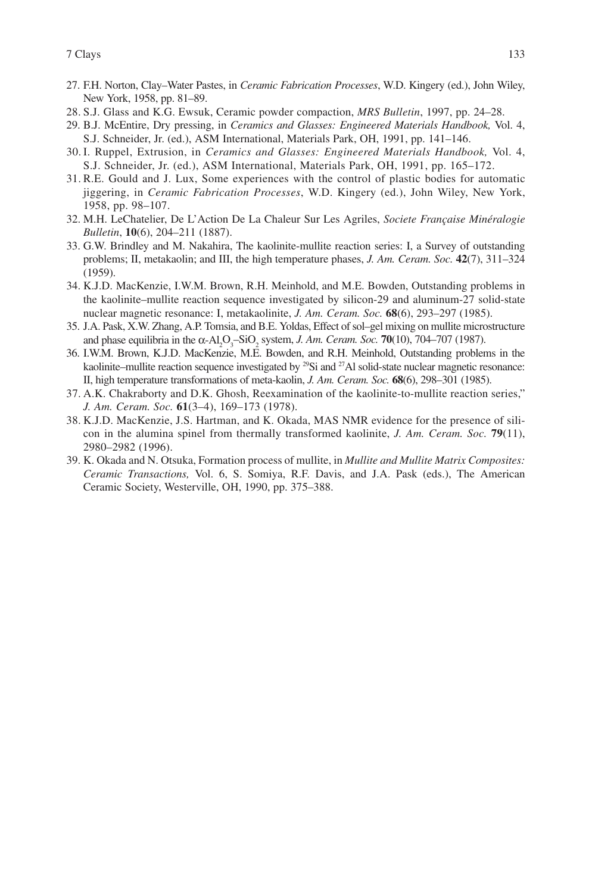27. F.H. Norton, Clay–Water Pastes, in *Ceramic Fabrication Processes*, W.D. Kingery (ed.), John Wiley, New York, 1958, pp. 81–89.
28. S.J. Glass and K.G. Ewsuk, Ceramic powder compaction, *MRS Bulletin*, 1997, pp. 24–28.
29. B.J. McEntire, Dry pressing, in *Ceramics and Glasses: Engineered Materials Handbook,* Vol. 4, S.J. Schneider, Jr. (ed.), ASM International, Materials Park, OH, 1991, pp. 141–146.
30. I. Ruppel, Extrusion, in *Ceramics and Glasses: Engineered Materials Handbook,* Vol. 4, S.J. Schneider, Jr. (ed.), ASM International, Materials Park, OH, 1991, pp. 165–172.
31. R.E. Gould and J. Lux, Some experiences with the control of plastic bodies for automatic jiggering, in *Ceramic Fabrication Processes*, W.D. Kingery (ed.), John Wiley, New York, 1958, pp. 98–107.
32. M.H. LeChatelier, De L'Action De La Chaleur Sur Les Agriles, *Societe Française Minéralogie Bulletin*, **10**(6), 204–211 (1887).
33. G.W. Brindley and M. Nakahira, The kaolinite-mullite reaction series: I, a Survey of outstanding problems; II, metakaolin; and III, the high temperature phases, *J. Am. Ceram. Soc.* **42**(7), 311–324 (1959).
34. K.J.D. MacKenzie, I.W.M. Brown, R.H. Meinhold, and M.E. Bowden, Outstanding problems in the kaolinite–mullite reaction sequence investigated by silicon-29 and aluminum-27 solid-state nuclear magnetic resonance: I, metakaolinite, *J. Am. Ceram. Soc.* **68**(6), 293–297 (1985).
35. J.A. Pask, X.W. Zhang, A.P. Tomsia, and B.E. Yoldas, Effect of sol–gel mixing on mullite microstructure and phase equilibria in the $\alpha$-$Al_2O_3$–$SiO_2$ system, *J. Am. Ceram. Soc.* **70**(10), 704–707 (1987).
36. I.W.M. Brown, K.J.D. MacKenzie, M.E. Bowden, and R.H. Meinhold, Outstanding problems in the kaolinite–mullite reaction sequence investigated by $^{29}Si$ and $^{27}Al$ solid-state nuclear magnetic resonance: II, high temperature transformations of meta-kaolin, *J. Am. Ceram. Soc.* **68**(6), 298–301 (1985).
37. A.K. Chakraborty and D.K. Ghosh, Reexamination of the kaolinite-to-mullite reaction series," *J. Am. Ceram. Soc.* **61**(3–4), 169–173 (1978).
38. K.J.D. MacKenzie, J.S. Hartman, and K. Okada, MAS NMR evidence for the presence of silicon in the alumina spinel from thermally transformed kaolinite, *J. Am. Ceram. Soc.* **79**(11), 2980–2982 (1996).
39. K. Okada and N. Otsuka, Formation process of mullite, in *Mullite and Mullite Matrix Composites: Ceramic Transactions,* Vol. 6, S. Somiya, R.F. Davis, and J.A. Pask (eds.), The American Ceramic Society, Westerville, OH, 1990, pp. 375–388.